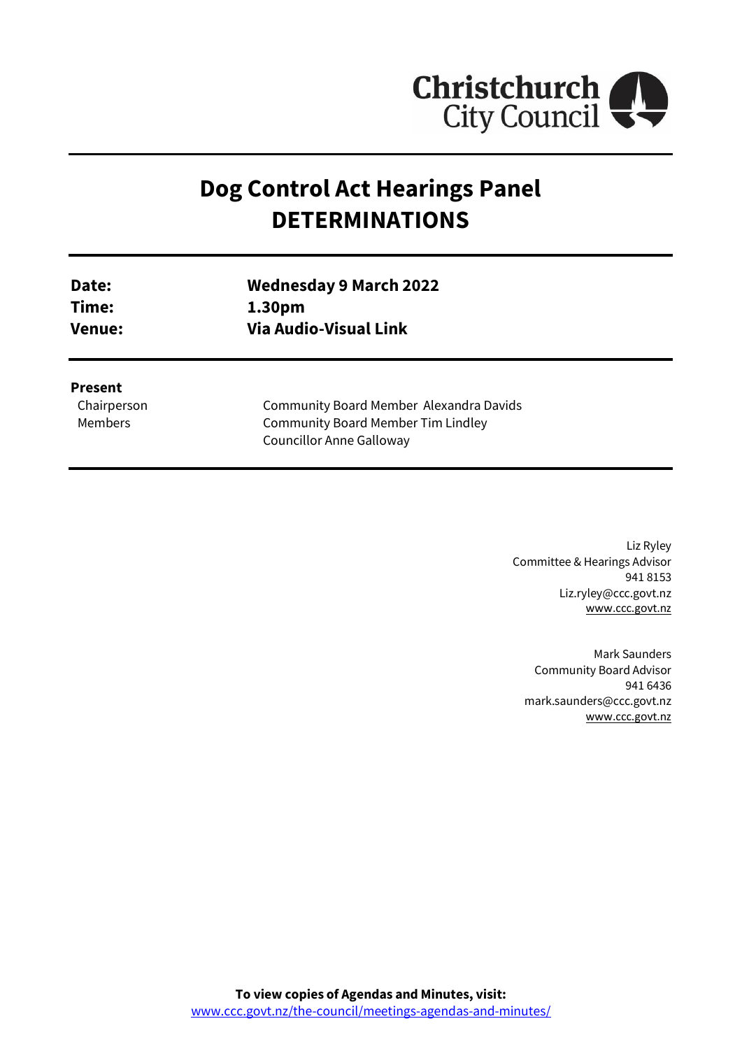Christchurch City Council

# Dog Control Act Hearings Panel
# DETERMINATIONS

**Date:** Wednesday 9 March 2022
**Time:** 1.30pm
**Venue:** Via Audio-Visual Link

**Present**

| | |
|---|---|
| Chairperson | Community Board Member Alexandra Davids |
| Members | Community Board Member Tim Lindley |
| | Councillor Anne Galloway |

Liz Ryley
Committee & Hearings Advisor
941 8153
Liz.ryley@ccc.govt.nz
www.ccc.govt.nz

Mark Saunders
Community Board Advisor
941 6436
mark.saunders@ccc.govt.nz
www.ccc.govt.nz

**To view copies of Agendas and Minutes, visit:**
www.ccc.govt.nz/the-council/meetings-agendas-and-minutes/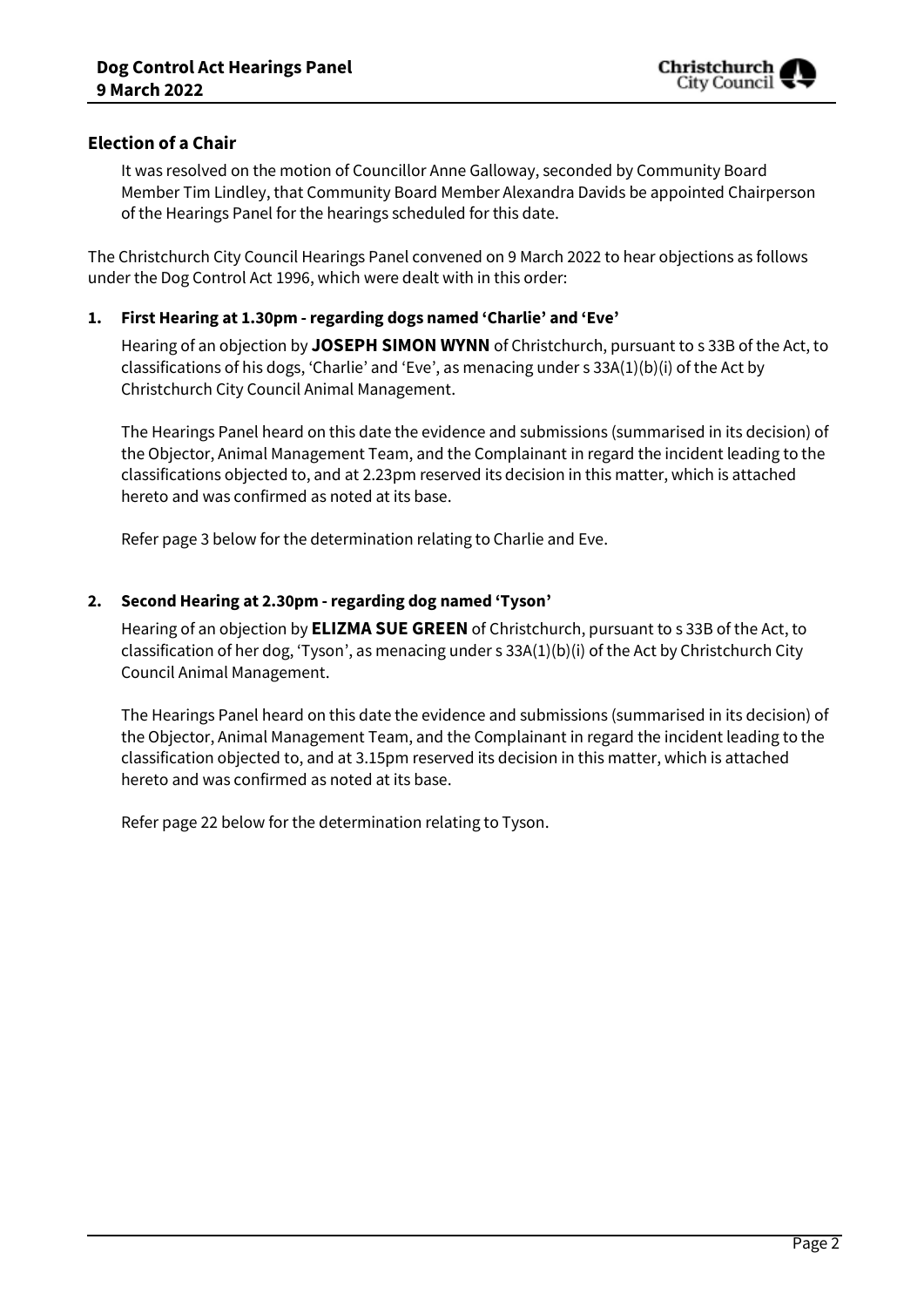## Election of a Chair

It was resolved on the motion of Councillor Anne Galloway, seconded by Community Board Member Tim Lindley, that Community Board Member Alexandra Davids be appointed Chairperson of the Hearings Panel for the hearings scheduled for this date.

The Christchurch City Council Hearings Panel convened on 9 March 2022 to hear objections as follows under the Dog Control Act 1996, which were dealt with in this order:

**1. First Hearing at 1.30pm - regarding dogs named 'Charlie' and 'Eve'**

Hearing of an objection by **JOSEPH SIMON WYNN** of Christchurch, pursuant to s 33B of the Act, to classifications of his dogs, 'Charlie' and 'Eve', as menacing under s 33A(1)(b)(i) of the Act by Christchurch City Council Animal Management.

The Hearings Panel heard on this date the evidence and submissions (summarised in its decision) of the Objector, Animal Management Team, and the Complainant in regard the incident leading to the classifications objected to, and at 2.23pm reserved its decision in this matter, which is attached hereto and was confirmed as noted at its base.

Refer page 3 below for the determination relating to Charlie and Eve.

**2. Second Hearing at 2.30pm - regarding dog named 'Tyson'**

Hearing of an objection by **ELIZMA SUE GREEN** of Christchurch, pursuant to s 33B of the Act, to classification of her dog, 'Tyson', as menacing under s 33A(1)(b)(i) of the Act by Christchurch City Council Animal Management.

The Hearings Panel heard on this date the evidence and submissions (summarised in its decision) of the Objector, Animal Management Team, and the Complainant in regard the incident leading to the classification objected to, and at 3.15pm reserved its decision in this matter, which is attached hereto and was confirmed as noted at its base.

Refer page 22 below for the determination relating to Tyson.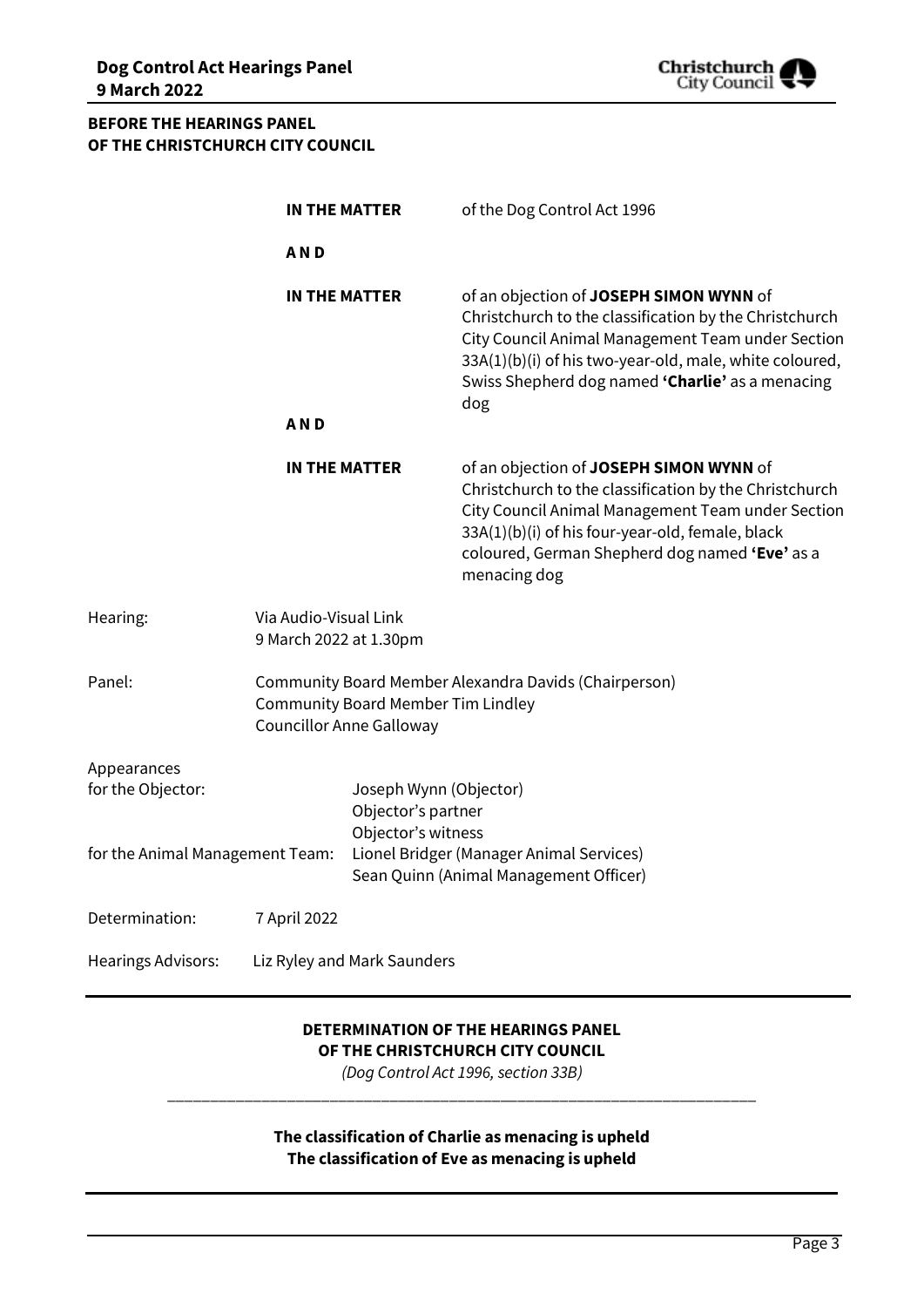**BEFORE THE HEARINGS PANEL**
**OF THE CHRISTCHURCH CITY COUNCIL**

| | |
|---|---|
| **IN THE MATTER** | of the Dog Control Act 1996 |
| **A N D** | |
| **IN THE MATTER** | of an objection of **JOSEPH SIMON WYNN** of Christchurch to the classification by the Christchurch City Council Animal Management Team under Section 33A(1)(b)(i) of his two-year-old, male, white coloured, Swiss Shepherd dog named **'Charlie'** as a menacing dog |
| **A N D** | |
| **IN THE MATTER** | of an objection of **JOSEPH SIMON WYNN** of Christchurch to the classification by the Christchurch City Council Animal Management Team under Section 33A(1)(b)(i) of his four-year-old, female, black coloured, German Shepherd dog named **'Eve'** as a menacing dog |

| | |
|---|---|
| Hearing: | Via Audio-Visual Link<br>9 March 2022 at 1.30pm |
| Panel: | Community Board Member Alexandra Davids (Chairperson)<br>Community Board Member Tim Lindley<br>Councillor Anne Galloway |
| Appearances for the Objector: | Joseph Wynn (Objector)<br>Objector's partner<br>Objector's witness |
| for the Animal Management Team: | Lionel Bridger (Manager Animal Services)<br>Sean Quinn (Animal Management Officer) |
| Determination: | 7 April 2022 |
| Hearings Advisors: | Liz Ryley and Mark Saunders |

---

**DETERMINATION OF THE HEARINGS PANEL**
**OF THE CHRISTCHURCH CITY COUNCIL**

*(Dog Control Act 1996, section 33B)*

---

**The classification of Charlie as menacing is upheld**
**The classification of Eve as menacing is upheld**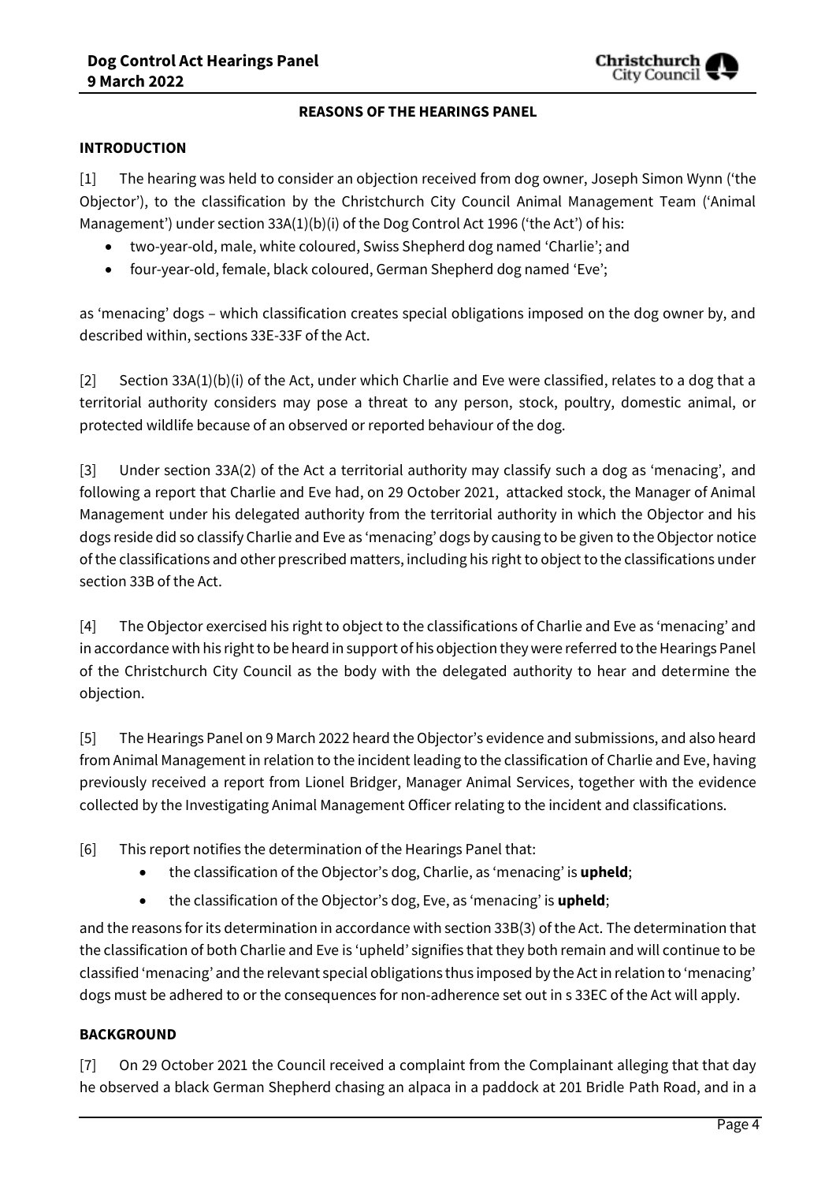**REASONS OF THE HEARINGS PANEL**

**INTRODUCTION**

[1] The hearing was held to consider an objection received from dog owner, Joseph Simon Wynn ('the Objector'), to the classification by the Christchurch City Council Animal Management Team ('Animal Management') under section 33A(1)(b)(i) of the Dog Control Act 1996 ('the Act') of his:

- two-year-old, male, white coloured, Swiss Shepherd dog named 'Charlie'; and
- four-year-old, female, black coloured, German Shepherd dog named 'Eve';

as 'menacing' dogs – which classification creates special obligations imposed on the dog owner by, and described within, sections 33E-33F of the Act.

[2] Section 33A(1)(b)(i) of the Act, under which Charlie and Eve were classified, relates to a dog that a territorial authority considers may pose a threat to any person, stock, poultry, domestic animal, or protected wildlife because of an observed or reported behaviour of the dog.

[3] Under section 33A(2) of the Act a territorial authority may classify such a dog as 'menacing', and following a report that Charlie and Eve had, on 29 October 2021, attacked stock, the Manager of Animal Management under his delegated authority from the territorial authority in which the Objector and his dogs reside did so classify Charlie and Eve as 'menacing' dogs by causing to be given to the Objector notice of the classifications and other prescribed matters, including his right to object to the classifications under section 33B of the Act.

[4] The Objector exercised his right to object to the classifications of Charlie and Eve as 'menacing' and in accordance with his right to be heard in support of his objection they were referred to the Hearings Panel of the Christchurch City Council as the body with the delegated authority to hear and determine the objection.

[5] The Hearings Panel on 9 March 2022 heard the Objector's evidence and submissions, and also heard from Animal Management in relation to the incident leading to the classification of Charlie and Eve, having previously received a report from Lionel Bridger, Manager Animal Services, together with the evidence collected by the Investigating Animal Management Officer relating to the incident and classifications.

[6] This report notifies the determination of the Hearings Panel that:

- the classification of the Objector's dog, Charlie, as 'menacing' is **upheld**;
- the classification of the Objector's dog, Eve, as 'menacing' is **upheld**;

and the reasons for its determination in accordance with section 33B(3) of the Act. The determination that the classification of both Charlie and Eve is 'upheld' signifies that they both remain and will continue to be classified 'menacing' and the relevant special obligations thus imposed by the Act in relation to 'menacing' dogs must be adhered to or the consequences for non-adherence set out in s 33EC of the Act will apply.

**BACKGROUND**

[7] On 29 October 2021 the Council received a complaint from the Complainant alleging that that day he observed a black German Shepherd chasing an alpaca in a paddock at 201 Bridle Path Road, and in a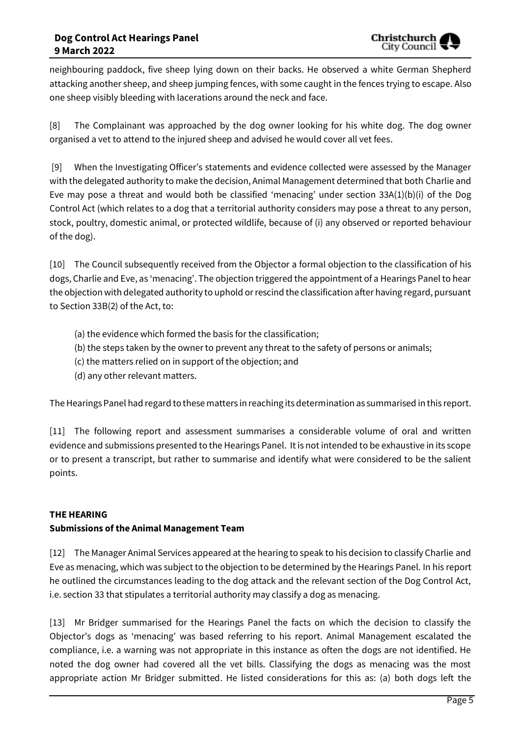neighbouring paddock, five sheep lying down on their backs. He observed a white German Shepherd attacking another sheep, and sheep jumping fences, with some caught in the fences trying to escape. Also one sheep visibly bleeding with lacerations around the neck and face.

[8] The Complainant was approached by the dog owner looking for his white dog. The dog owner organised a vet to attend to the injured sheep and advised he would cover all vet fees.

[9] When the Investigating Officer's statements and evidence collected were assessed by the Manager with the delegated authority to make the decision, Animal Management determined that both Charlie and Eve may pose a threat and would both be classified 'menacing' under section 33A(1)(b)(i) of the Dog Control Act (which relates to a dog that a territorial authority considers may pose a threat to any person, stock, poultry, domestic animal, or protected wildlife, because of (i) any observed or reported behaviour of the dog).

[10] The Council subsequently received from the Objector a formal objection to the classification of his dogs, Charlie and Eve, as 'menacing'. The objection triggered the appointment of a Hearings Panel to hear the objection with delegated authority to uphold or rescind the classification after having regard, pursuant to Section 33B(2) of the Act, to:

(a) the evidence which formed the basis for the classification;
(b) the steps taken by the owner to prevent any threat to the safety of persons or animals;
(c) the matters relied on in support of the objection; and
(d) any other relevant matters.

The Hearings Panel had regard to these matters in reaching its determination as summarised in this report.

[11] The following report and assessment summarises a considerable volume of oral and written evidence and submissions presented to the Hearings Panel. It is not intended to be exhaustive in its scope or to present a transcript, but rather to summarise and identify what were considered to be the salient points.

## THE HEARING

### Submissions of the Animal Management Team

[12] The Manager Animal Services appeared at the hearing to speak to his decision to classify Charlie and Eve as menacing, which was subject to the objection to be determined by the Hearings Panel. In his report he outlined the circumstances leading to the dog attack and the relevant section of the Dog Control Act, i.e. section 33 that stipulates a territorial authority may classify a dog as menacing.

[13] Mr Bridger summarised for the Hearings Panel the facts on which the decision to classify the Objector's dogs as 'menacing' was based referring to his report. Animal Management escalated the compliance, i.e. a warning was not appropriate in this instance as often the dogs are not identified. He noted the dog owner had covered all the vet bills. Classifying the dogs as menacing was the most appropriate action Mr Bridger submitted. He listed considerations for this as: (a) both dogs left the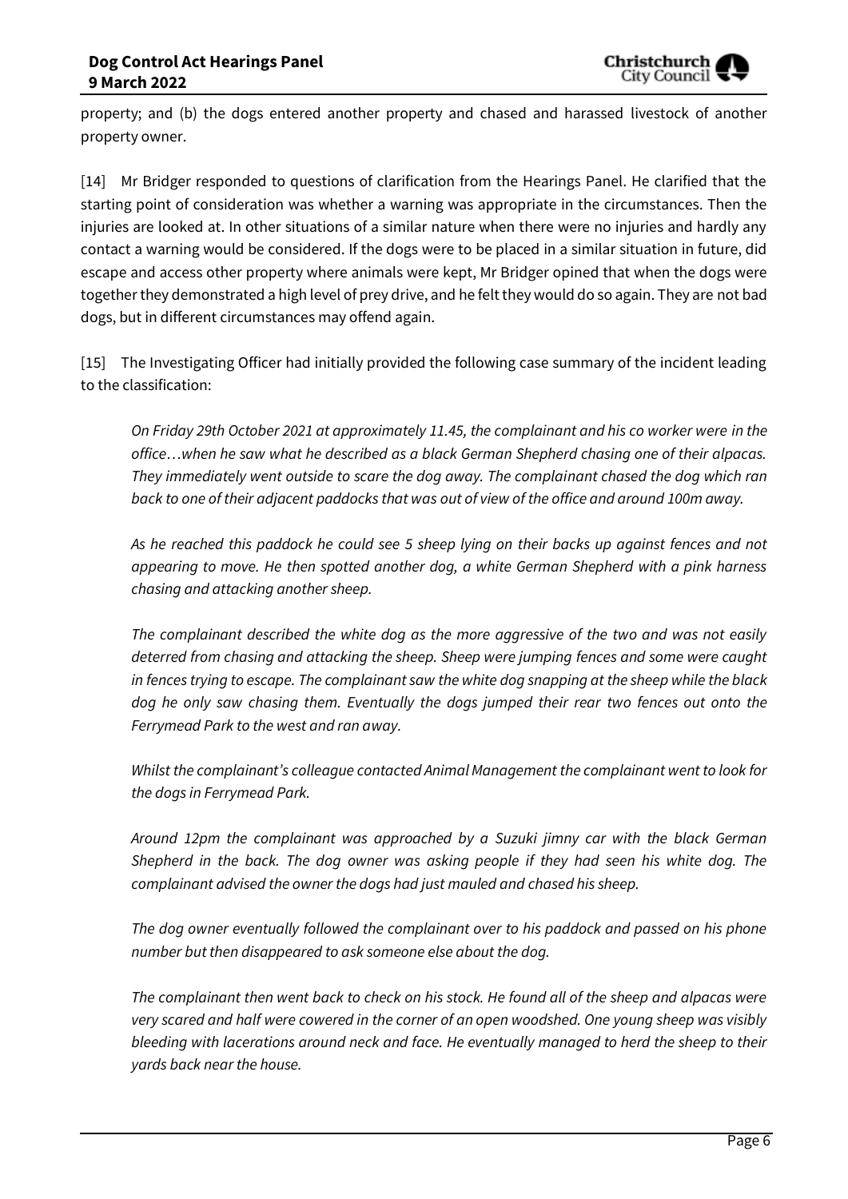property; and (b) the dogs entered another property and chased and harassed livestock of another property owner.

[14] Mr Bridger responded to questions of clarification from the Hearings Panel. He clarified that the starting point of consideration was whether a warning was appropriate in the circumstances. Then the injuries are looked at. In other situations of a similar nature when there were no injuries and hardly any contact a warning would be considered. If the dogs were to be placed in a similar situation in future, did escape and access other property where animals were kept, Mr Bridger opined that when the dogs were together they demonstrated a high level of prey drive, and he felt they would do so again. They are not bad dogs, but in different circumstances may offend again.

[15] The Investigating Officer had initially provided the following case summary of the incident leading to the classification:

> *On Friday 29th October 2021 at approximately 11.45, the complainant and his co worker were in the office…when he saw what he described as a black German Shepherd chasing one of their alpacas. They immediately went outside to scare the dog away. The complainant chased the dog which ran back to one of their adjacent paddocks that was out of view of the office and around 100m away.*
>
> *As he reached this paddock he could see 5 sheep lying on their backs up against fences and not appearing to move. He then spotted another dog, a white German Shepherd with a pink harness chasing and attacking another sheep.*
>
> *The complainant described the white dog as the more aggressive of the two and was not easily deterred from chasing and attacking the sheep. Sheep were jumping fences and some were caught in fences trying to escape. The complainant saw the white dog snapping at the sheep while the black dog he only saw chasing them. Eventually the dogs jumped their rear two fences out onto the Ferrymead Park to the west and ran away.*
>
> *Whilst the complainant's colleague contacted Animal Management the complainant went to look for the dogs in Ferrymead Park.*
>
> *Around 12pm the complainant was approached by a Suzuki jimny car with the black German Shepherd in the back. The dog owner was asking people if they had seen his white dog. The complainant advised the owner the dogs had just mauled and chased his sheep.*
>
> *The dog owner eventually followed the complainant over to his paddock and passed on his phone number but then disappeared to ask someone else about the dog.*
>
> *The complainant then went back to check on his stock. He found all of the sheep and alpacas were very scared and half were cowered in the corner of an open woodshed. One young sheep was visibly bleeding with lacerations around neck and face. He eventually managed to herd the sheep to their yards back near the house.*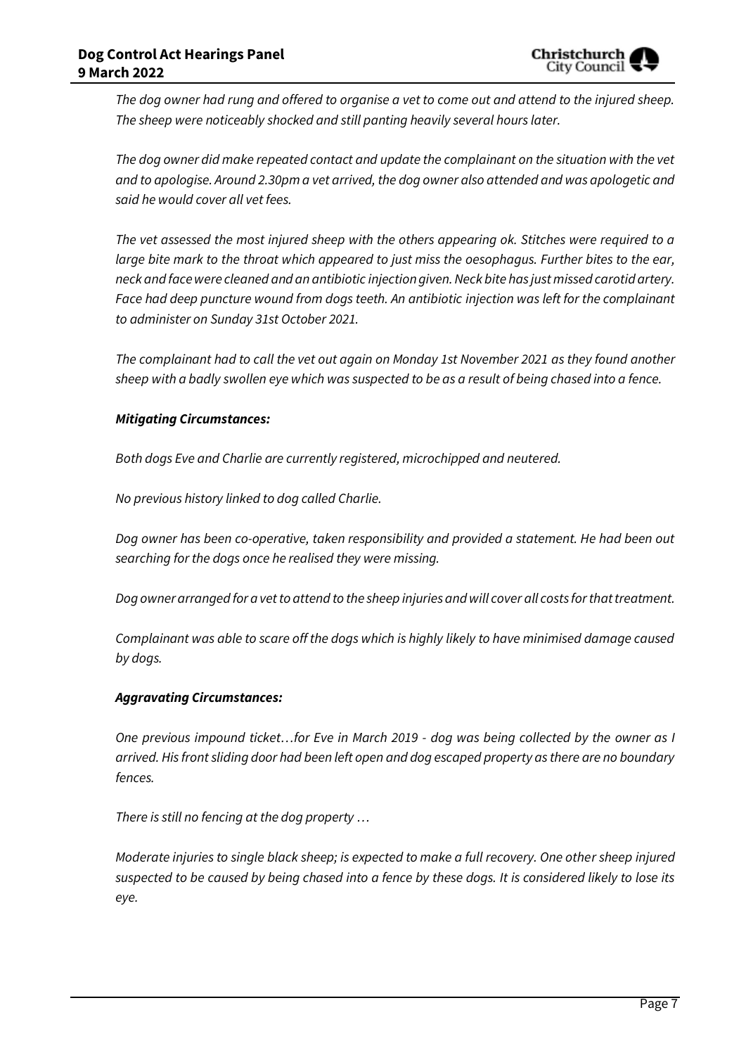*The dog owner had rung and offered to organise a vet to come out and attend to the injured sheep. The sheep were noticeably shocked and still panting heavily several hours later.*

*The dog owner did make repeated contact and update the complainant on the situation with the vet and to apologise. Around 2.30pm a vet arrived, the dog owner also attended and was apologetic and said he would cover all vet fees.*

*The vet assessed the most injured sheep with the others appearing ok. Stitches were required to a large bite mark to the throat which appeared to just miss the oesophagus. Further bites to the ear, neck and face were cleaned and an antibiotic injection given. Neck bite has just missed carotid artery. Face had deep puncture wound from dogs teeth. An antibiotic injection was left for the complainant to administer on Sunday 31st October 2021.*

*The complainant had to call the vet out again on Monday 1st November 2021 as they found another sheep with a badly swollen eye which was suspected to be as a result of being chased into a fence.*

***Mitigating Circumstances:***

*Both dogs Eve and Charlie are currently registered, microchipped and neutered.*

*No previous history linked to dog called Charlie.*

*Dog owner has been co-operative, taken responsibility and provided a statement. He had been out searching for the dogs once he realised they were missing.*

*Dog owner arranged for a vet to attend to the sheep injuries and will cover all costs for that treatment.*

*Complainant was able to scare off the dogs which is highly likely to have minimised damage caused by dogs.*

***Aggravating Circumstances:***

*One previous impound ticket…for Eve in March 2019 - dog was being collected by the owner as I arrived. His front sliding door had been left open and dog escaped property as there are no boundary fences.*

*There is still no fencing at the dog property …*

*Moderate injuries to single black sheep; is expected to make a full recovery. One other sheep injured suspected to be caused by being chased into a fence by these dogs. It is considered likely to lose its eye.*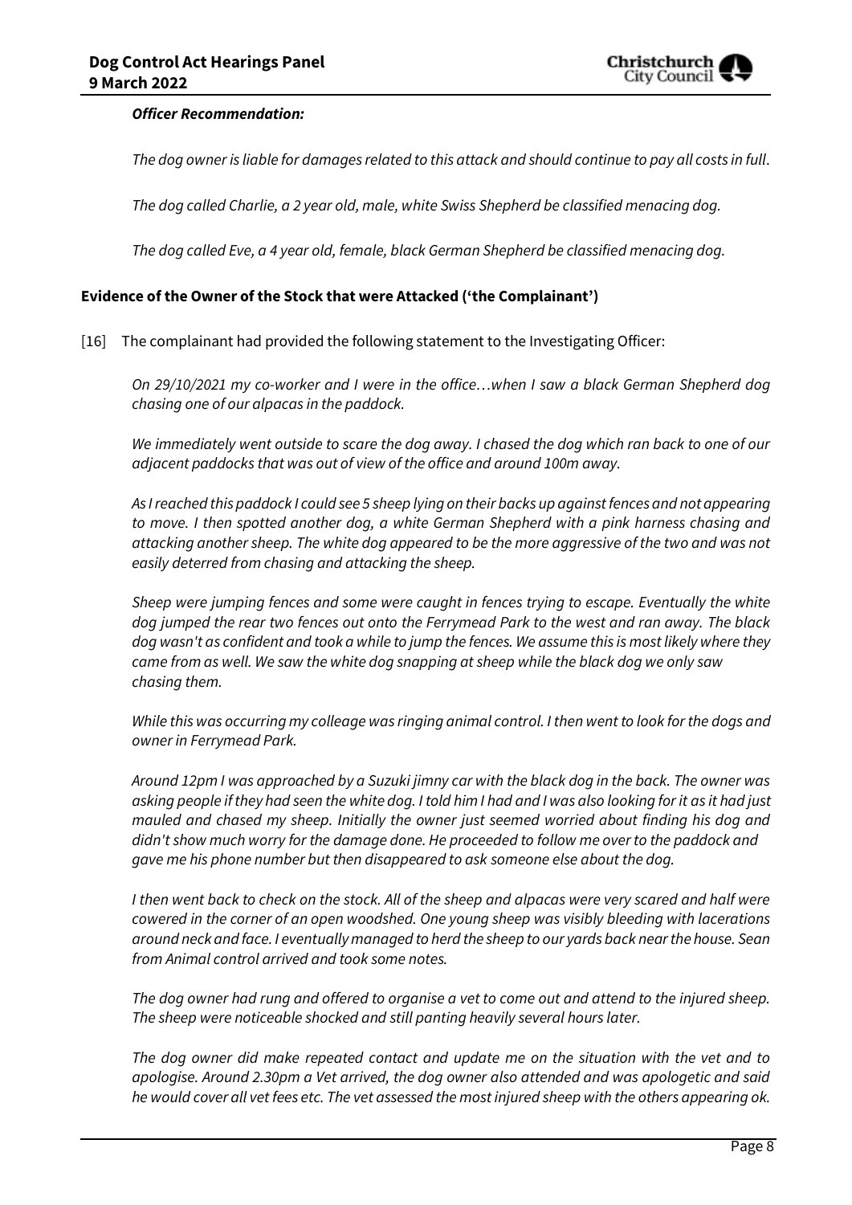***Officer Recommendation:***

*The dog owner is liable for damages related to this attack and should continue to pay all costs in full.*

*The dog called Charlie, a 2 year old, male, white Swiss Shepherd be classified menacing dog.*

*The dog called Eve, a 4 year old, female, black German Shepherd be classified menacing dog.*

**Evidence of the Owner of the Stock that were Attacked ('the Complainant')**

[16] The complainant had provided the following statement to the Investigating Officer:

*On 29/10/2021 my co-worker and I were in the office…when I saw a black German Shepherd dog chasing one of our alpacas in the paddock.*

*We immediately went outside to scare the dog away. I chased the dog which ran back to one of our adjacent paddocks that was out of view of the office and around 100m away.*

*As I reached this paddock I could see 5 sheep lying on their backs up against fences and not appearing to move. I then spotted another dog, a white German Shepherd with a pink harness chasing and attacking another sheep. The white dog appeared to be the more aggressive of the two and was not easily deterred from chasing and attacking the sheep.*

*Sheep were jumping fences and some were caught in fences trying to escape. Eventually the white dog jumped the rear two fences out onto the Ferrymead Park to the west and ran away. The black dog wasn't as confident and took a while to jump the fences. We assume this is most likely where they came from as well. We saw the white dog snapping at sheep while the black dog we only saw chasing them.*

*While this was occurring my colleage was ringing animal control. I then went to look for the dogs and owner in Ferrymead Park.*

*Around 12pm I was approached by a Suzuki jimny car with the black dog in the back. The owner was asking people if they had seen the white dog. I told him I had and I was also looking for it as it had just mauled and chased my sheep. Initially the owner just seemed worried about finding his dog and didn't show much worry for the damage done. He proceeded to follow me over to the paddock and gave me his phone number but then disappeared to ask someone else about the dog.*

*I then went back to check on the stock. All of the sheep and alpacas were very scared and half were cowered in the corner of an open woodshed. One young sheep was visibly bleeding with lacerations around neck and face. I eventually managed to herd the sheep to our yards back near the house. Sean from Animal control arrived and took some notes.*

*The dog owner had rung and offered to organise a vet to come out and attend to the injured sheep. The sheep were noticeable shocked and still panting heavily several hours later.*

*The dog owner did make repeated contact and update me on the situation with the vet and to apologise. Around 2.30pm a Vet arrived, the dog owner also attended and was apologetic and said he would cover all vet fees etc. The vet assessed the most injured sheep with the others appearing ok.*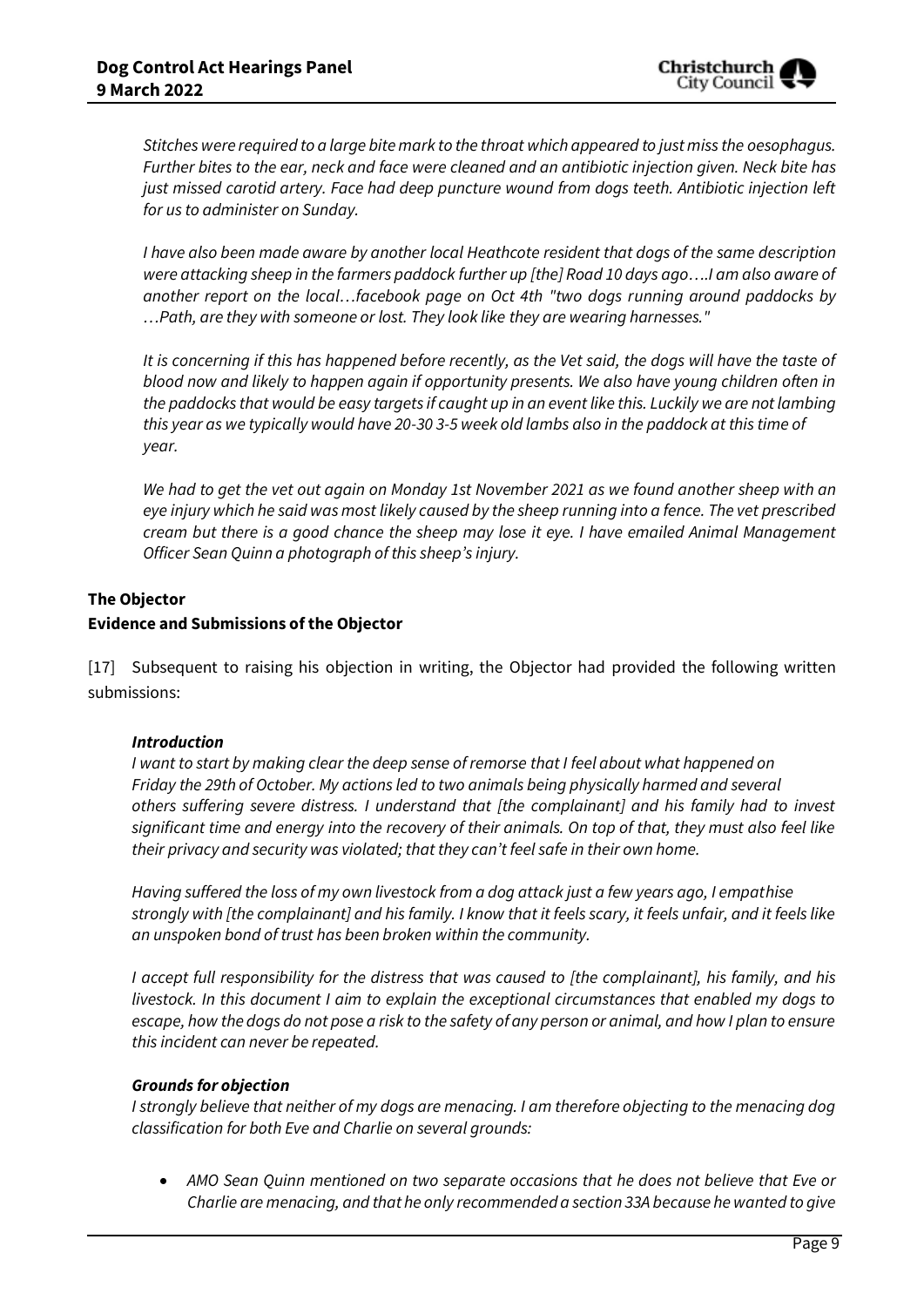*Stitches were required to a large bite mark to the throat which appeared to just miss the oesophagus. Further bites to the ear, neck and face were cleaned and an antibiotic injection given. Neck bite has just missed carotid artery. Face had deep puncture wound from dogs teeth. Antibiotic injection left for us to administer on Sunday.*

*I have also been made aware by another local Heathcote resident that dogs of the same description were attacking sheep in the farmers paddock further up [the] Road 10 days ago….I am also aware of another report on the local…facebook page on Oct 4th "two dogs running around paddocks by …Path, are they with someone or lost. They look like they are wearing harnesses."*

*It is concerning if this has happened before recently, as the Vet said, the dogs will have the taste of blood now and likely to happen again if opportunity presents. We also have young children often in the paddocks that would be easy targets if caught up in an event like this. Luckily we are not lambing this year as we typically would have 20-30 3-5 week old lambs also in the paddock at this time of year.*

*We had to get the vet out again on Monday 1st November 2021 as we found another sheep with an eye injury which he said was most likely caused by the sheep running into a fence. The vet prescribed cream but there is a good chance the sheep may lose it eye. I have emailed Animal Management Officer Sean Quinn a photograph of this sheep's injury.*

**The Objector**

**Evidence and Submissions of the Objector**

[17] Subsequent to raising his objection in writing, the Objector had provided the following written submissions:

***Introduction***

*I want to start by making clear the deep sense of remorse that I feel about what happened on Friday the 29th of October. My actions led to two animals being physically harmed and several others suffering severe distress. I understand that [the complainant] and his family had to invest significant time and energy into the recovery of their animals. On top of that, they must also feel like their privacy and security was violated; that they can't feel safe in their own home.*

*Having suffered the loss of my own livestock from a dog attack just a few years ago, I empathise strongly with [the complainant] and his family. I know that it feels scary, it feels unfair, and it feels like an unspoken bond of trust has been broken within the community.*

*I accept full responsibility for the distress that was caused to [the complainant], his family, and his livestock. In this document I aim to explain the exceptional circumstances that enabled my dogs to escape, how the dogs do not pose a risk to the safety of any person or animal, and how I plan to ensure this incident can never be repeated.*

***Grounds for objection***

*I strongly believe that neither of my dogs are menacing. I am therefore objecting to the menacing dog classification for both Eve and Charlie on several grounds:*

- *AMO Sean Quinn mentioned on two separate occasions that he does not believe that Eve or Charlie are menacing, and that he only recommended a section 33A because he wanted to give*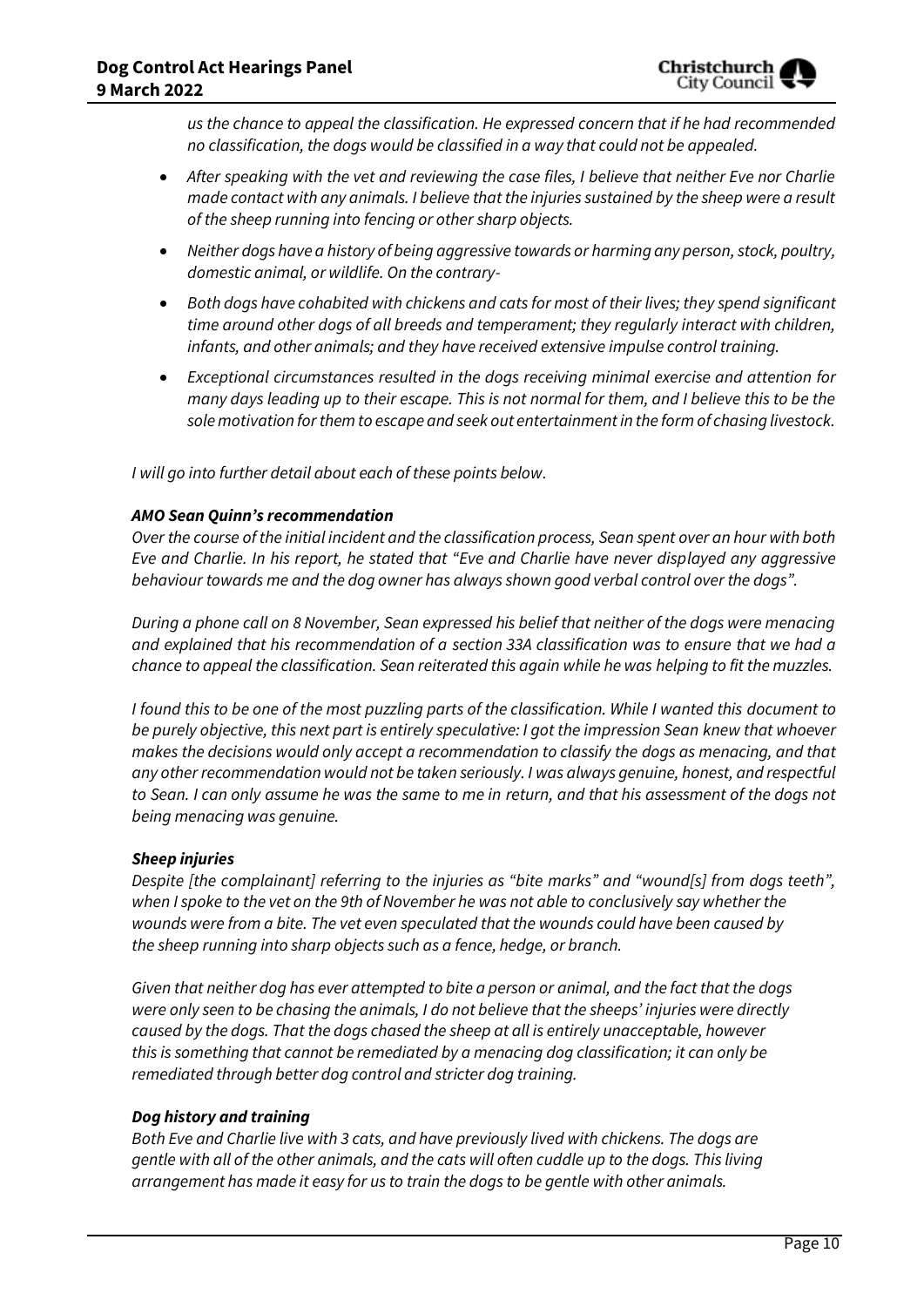*us the chance to appeal the classification. He expressed concern that if he had recommended no classification, the dogs would be classified in a way that could not be appealed.*

- *After speaking with the vet and reviewing the case files, I believe that neither Eve nor Charlie made contact with any animals. I believe that the injuries sustained by the sheep were a result of the sheep running into fencing or other sharp objects.*
- *Neither dogs have a history of being aggressive towards or harming any person, stock, poultry, domestic animal, or wildlife. On the contrary-*
- *Both dogs have cohabited with chickens and cats for most of their lives; they spend significant time around other dogs of all breeds and temperament; they regularly interact with children, infants, and other animals; and they have received extensive impulse control training.*
- *Exceptional circumstances resulted in the dogs receiving minimal exercise and attention for many days leading up to their escape. This is not normal for them, and I believe this to be the sole motivation for them to escape and seek out entertainment in the form of chasing livestock.*

*I will go into further detail about each of these points below.*

***AMO Sean Quinn's recommendation***

*Over the course of the initial incident and the classification process, Sean spent over an hour with both Eve and Charlie. In his report, he stated that "Eve and Charlie have never displayed any aggressive behaviour towards me and the dog owner has always shown good verbal control over the dogs".*

*During a phone call on 8 November, Sean expressed his belief that neither of the dogs were menacing and explained that his recommendation of a section 33A classification was to ensure that we had a chance to appeal the classification. Sean reiterated this again while he was helping to fit the muzzles.*

*I found this to be one of the most puzzling parts of the classification. While I wanted this document to be purely objective, this next part is entirely speculative: I got the impression Sean knew that whoever makes the decisions would only accept a recommendation to classify the dogs as menacing, and that any other recommendation would not be taken seriously. I was always genuine, honest, and respectful to Sean. I can only assume he was the same to me in return, and that his assessment of the dogs not being menacing was genuine.*

***Sheep injuries***

*Despite [the complainant] referring to the injuries as "bite marks" and "wound[s] from dogs teeth", when I spoke to the vet on the 9th of November he was not able to conclusively say whether the wounds were from a bite. The vet even speculated that the wounds could have been caused by the sheep running into sharp objects such as a fence, hedge, or branch.*

*Given that neither dog has ever attempted to bite a person or animal, and the fact that the dogs were only seen to be chasing the animals, I do not believe that the sheeps' injuries were directly caused by the dogs. That the dogs chased the sheep at all is entirely unacceptable, however this is something that cannot be remediated by a menacing dog classification; it can only be remediated through better dog control and stricter dog training.*

***Dog history and training***

*Both Eve and Charlie live with 3 cats, and have previously lived with chickens. The dogs are gentle with all of the other animals, and the cats will often cuddle up to the dogs. This living arrangement has made it easy for us to train the dogs to be gentle with other animals.*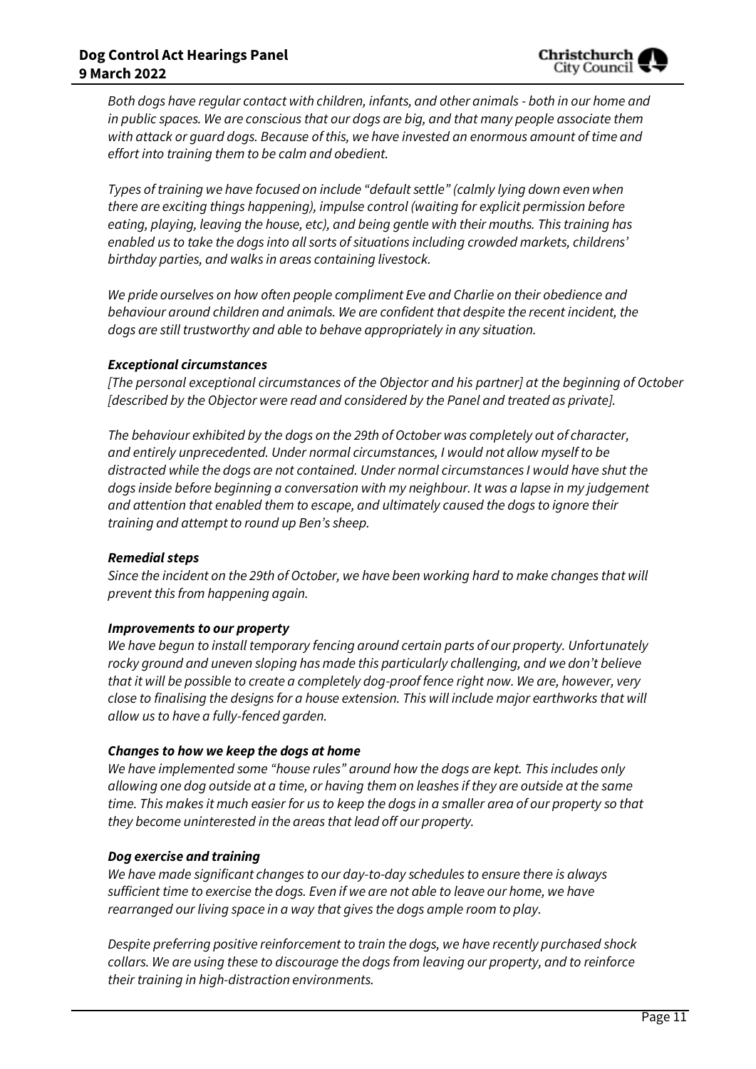*Both dogs have regular contact with children, infants, and other animals - both in our home and in public spaces. We are conscious that our dogs are big, and that many people associate them with attack or guard dogs. Because of this, we have invested an enormous amount of time and effort into training them to be calm and obedient.*

*Types of training we have focused on include "default settle" (calmly lying down even when there are exciting things happening), impulse control (waiting for explicit permission before eating, playing, leaving the house, etc), and being gentle with their mouths. This training has enabled us to take the dogs into all sorts of situations including crowded markets, childrens' birthday parties, and walks in areas containing livestock.*

*We pride ourselves on how often people compliment Eve and Charlie on their obedience and behaviour around children and animals. We are confident that despite the recent incident, the dogs are still trustworthy and able to behave appropriately in any situation.*

***Exceptional circumstances***

*[The personal exceptional circumstances of the Objector and his partner] at the beginning of October [described by the Objector were read and considered by the Panel and treated as private].*

*The behaviour exhibited by the dogs on the 29th of October was completely out of character, and entirely unprecedented. Under normal circumstances, I would not allow myself to be distracted while the dogs are not contained. Under normal circumstances I would have shut the dogs inside before beginning a conversation with my neighbour. It was a lapse in my judgement and attention that enabled them to escape, and ultimately caused the dogs to ignore their training and attempt to round up Ben's sheep.*

***Remedial steps***

*Since the incident on the 29th of October, we have been working hard to make changes that will prevent this from happening again.*

***Improvements to our property***

*We have begun to install temporary fencing around certain parts of our property. Unfortunately rocky ground and uneven sloping has made this particularly challenging, and we don't believe that it will be possible to create a completely dog-proof fence right now. We are, however, very close to finalising the designs for a house extension. This will include major earthworks that will allow us to have a fully-fenced garden.*

***Changes to how we keep the dogs at home***

*We have implemented some "house rules" around how the dogs are kept. This includes only allowing one dog outside at a time, or having them on leashes if they are outside at the same time. This makes it much easier for us to keep the dogs in a smaller area of our property so that they become uninterested in the areas that lead off our property.*

***Dog exercise and training***

*We have made significant changes to our day-to-day schedules to ensure there is always sufficient time to exercise the dogs. Even if we are not able to leave our home, we have rearranged our living space in a way that gives the dogs ample room to play.*

*Despite preferring positive reinforcement to train the dogs, we have recently purchased shock collars. We are using these to discourage the dogs from leaving our property, and to reinforce their training in high-distraction environments.*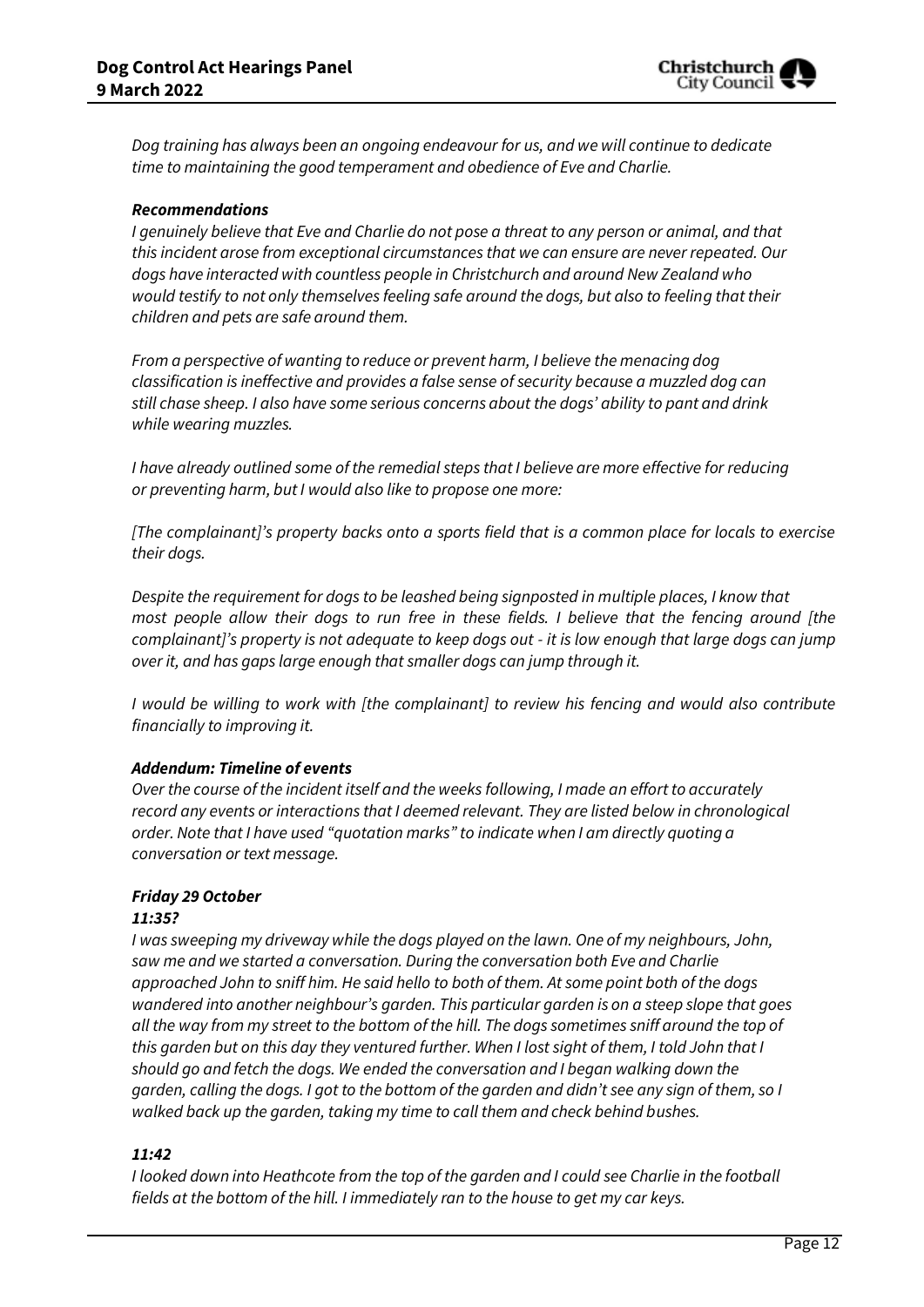*Dog training has always been an ongoing endeavour for us, and we will continue to dedicate time to maintaining the good temperament and obedience of Eve and Charlie.*

***Recommendations***

*I genuinely believe that Eve and Charlie do not pose a threat to any person or animal, and that this incident arose from exceptional circumstances that we can ensure are never repeated. Our dogs have interacted with countless people in Christchurch and around New Zealand who would testify to not only themselves feeling safe around the dogs, but also to feeling that their children and pets are safe around them.*

*From a perspective of wanting to reduce or prevent harm, I believe the menacing dog classification is ineffective and provides a false sense of security because a muzzled dog can still chase sheep. I also have some serious concerns about the dogs' ability to pant and drink while wearing muzzles.*

*I have already outlined some of the remedial steps that I believe are more effective for reducing or preventing harm, but I would also like to propose one more:*

*[The complainant]'s property backs onto a sports field that is a common place for locals to exercise their dogs.*

*Despite the requirement for dogs to be leashed being signposted in multiple places, I know that most people allow their dogs to run free in these fields. I believe that the fencing around [the complainant]'s property is not adequate to keep dogs out - it is low enough that large dogs can jump over it, and has gaps large enough that smaller dogs can jump through it.*

*I would be willing to work with [the complainant] to review his fencing and would also contribute financially to improving it.*

***Addendum: Timeline of events***

*Over the course of the incident itself and the weeks following, I made an effort to accurately record any events or interactions that I deemed relevant. They are listed below in chronological order. Note that I have used "quotation marks" to indicate when I am directly quoting a conversation or text message.*

***Friday 29 October***

***11:35?***

*I was sweeping my driveway while the dogs played on the lawn. One of my neighbours, John, saw me and we started a conversation. During the conversation both Eve and Charlie approached John to sniff him. He said hello to both of them. At some point both of the dogs wandered into another neighbour's garden. This particular garden is on a steep slope that goes all the way from my street to the bottom of the hill. The dogs sometimes sniff around the top of this garden but on this day they ventured further. When I lost sight of them, I told John that I should go and fetch the dogs. We ended the conversation and I began walking down the garden, calling the dogs. I got to the bottom of the garden and didn't see any sign of them, so I walked back up the garden, taking my time to call them and check behind bushes.*

***11:42***

*I looked down into Heathcote from the top of the garden and I could see Charlie in the football fields at the bottom of the hill. I immediately ran to the house to get my car keys.*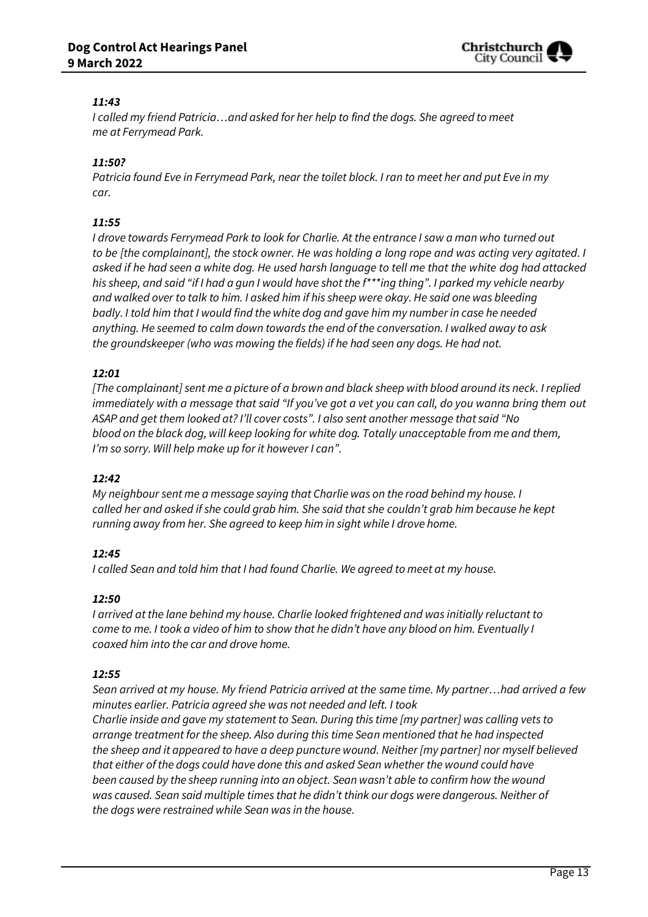***11:43***
*I called my friend Patricia…and asked for her help to find the dogs. She agreed to meet me at Ferrymead Park.*

***11:50?***
*Patricia found Eve in Ferrymead Park, near the toilet block. I ran to meet her and put Eve in my car.*

***11:55***
*I drove towards Ferrymead Park to look for Charlie. At the entrance I saw a man who turned out to be [the complainant], the stock owner. He was holding a long rope and was acting very agitated. I asked if he had seen a white dog. He used harsh language to tell me that the white dog had attacked his sheep, and said "if I had a gun I would have shot the f\*\*\*ing thing". I parked my vehicle nearby and walked over to talk to him. I asked him if his sheep were okay. He said one was bleeding badly. I told him that I would find the white dog and gave him my number in case he needed anything. He seemed to calm down towards the end of the conversation. I walked away to ask the groundskeeper (who was mowing the fields) if he had seen any dogs. He had not.*

***12:01***
*[The complainant] sent me a picture of a brown and black sheep with blood around its neck. I replied immediately with a message that said "If you've got a vet you can call, do you wanna bring them out ASAP and get them looked at? I'll cover costs". I also sent another message that said "No blood on the black dog, will keep looking for white dog. Totally unacceptable from me and them, I'm so sorry. Will help make up for it however I can".*

***12:42***
*My neighbour sent me a message saying that Charlie was on the road behind my house. I called her and asked if she could grab him. She said that she couldn't grab him because he kept running away from her. She agreed to keep him in sight while I drove home.*

***12:45***
*I called Sean and told him that I had found Charlie. We agreed to meet at my house.*

***12:50***
*I arrived at the lane behind my house. Charlie looked frightened and was initially reluctant to come to me. I took a video of him to show that he didn't have any blood on him. Eventually I coaxed him into the car and drove home.*

***12:55***
*Sean arrived at my house. My friend Patricia arrived at the same time. My partner…had arrived a few minutes earlier. Patricia agreed she was not needed and left. I took Charlie inside and gave my statement to Sean. During this time [my partner] was calling vets to arrange treatment for the sheep. Also during this time Sean mentioned that he had inspected the sheep and it appeared to have a deep puncture wound. Neither [my partner] nor myself believed that either of the dogs could have done this and asked Sean whether the wound could have been caused by the sheep running into an object. Sean wasn't able to confirm how the wound was caused. Sean said multiple times that he didn't think our dogs were dangerous. Neither of the dogs were restrained while Sean was in the house.*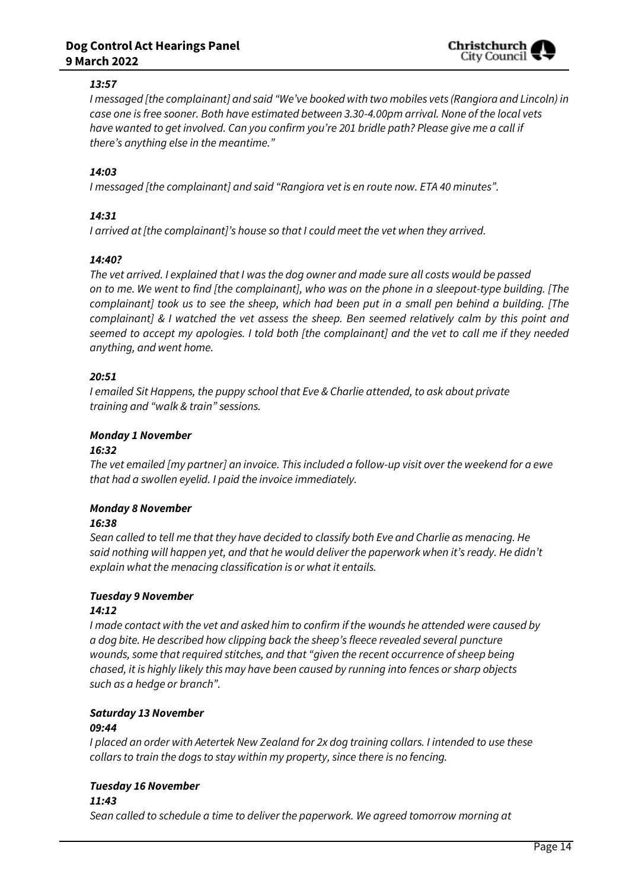***13:57***

*I messaged [the complainant] and said "We've booked with two mobiles vets (Rangiora and Lincoln) in case one is free sooner. Both have estimated between 3.30-4.00pm arrival. None of the local vets have wanted to get involved. Can you confirm you're 201 bridle path? Please give me a call if there's anything else in the meantime."*

***14:03***

*I messaged [the complainant] and said "Rangiora vet is en route now. ETA 40 minutes".*

***14:31***

*I arrived at [the complainant]'s house so that I could meet the vet when they arrived.*

***14:40?***

*The vet arrived. I explained that I was the dog owner and made sure all costs would be passed on to me. We went to find [the complainant], who was on the phone in a sleepout-type building. [The complainant] took us to see the sheep, which had been put in a small pen behind a building. [The complainant] & I watched the vet assess the sheep. Ben seemed relatively calm by this point and seemed to accept my apologies. I told both [the complainant] and the vet to call me if they needed anything, and went home.*

***20:51***

*I emailed Sit Happens, the puppy school that Eve & Charlie attended, to ask about private training and "walk & train" sessions.*

***Monday 1 November***

***16:32***

*The vet emailed [my partner] an invoice. This included a follow-up visit over the weekend for a ewe that had a swollen eyelid. I paid the invoice immediately.*

***Monday 8 November***

***16:38***

*Sean called to tell me that they have decided to classify both Eve and Charlie as menacing. He said nothing will happen yet, and that he would deliver the paperwork when it's ready. He didn't explain what the menacing classification is or what it entails.*

***Tuesday 9 November***

***14:12***

*I made contact with the vet and asked him to confirm if the wounds he attended were caused by a dog bite. He described how clipping back the sheep's fleece revealed several puncture wounds, some that required stitches, and that "given the recent occurrence of sheep being chased, it is highly likely this may have been caused by running into fences or sharp objects such as a hedge or branch".*

***Saturday 13 November***

***09:44***

*I placed an order with Aetertek New Zealand for 2x dog training collars. I intended to use these collars to train the dogs to stay within my property, since there is no fencing.*

***Tuesday 16 November***

***11:43***

*Sean called to schedule a time to deliver the paperwork. We agreed tomorrow morning at*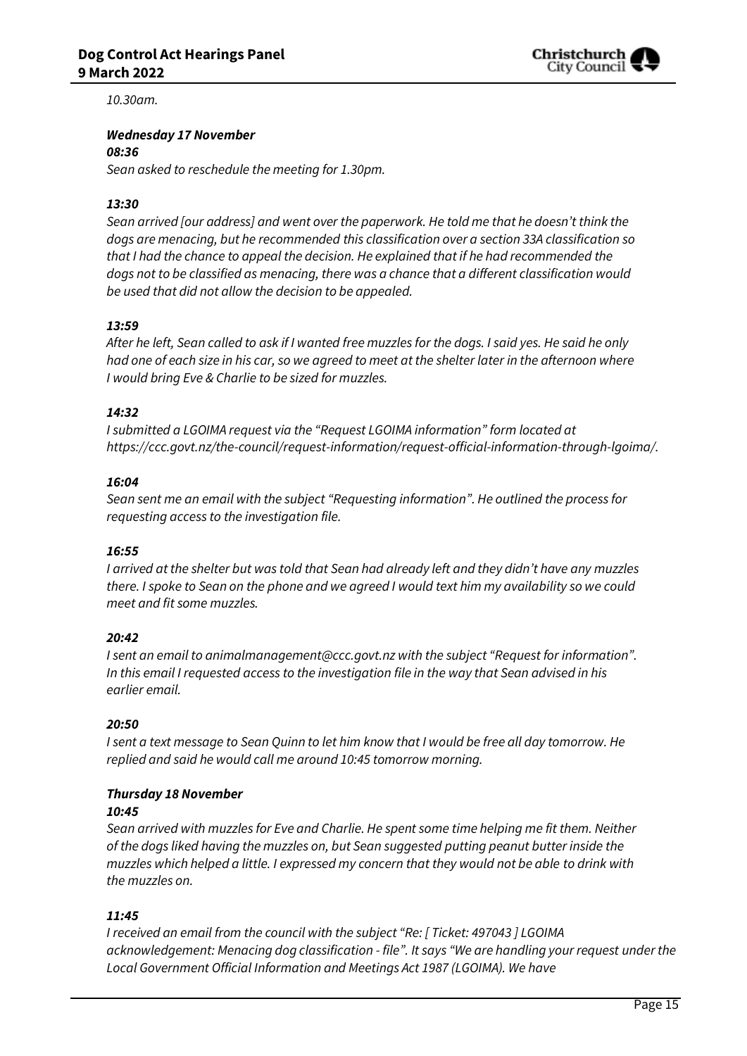*10.30am.*

***Wednesday 17 November***

***08:36***

*Sean asked to reschedule the meeting for 1.30pm.*

***13:30***

*Sean arrived [our address] and went over the paperwork. He told me that he doesn't think the dogs are menacing, but he recommended this classification over a section 33A classification so that I had the chance to appeal the decision. He explained that if he had recommended the dogs not to be classified as menacing, there was a chance that a different classification would be used that did not allow the decision to be appealed.*

***13:59***

*After he left, Sean called to ask if I wanted free muzzles for the dogs. I said yes. He said he only had one of each size in his car, so we agreed to meet at the shelter later in the afternoon where I would bring Eve & Charlie to be sized for muzzles.*

***14:32***

*I submitted a LGOIMA request via the "Request LGOIMA information" form located at https://ccc.govt.nz/the-council/request-information/request-official-information-through-lgoima/.*

***16:04***

*Sean sent me an email with the subject "Requesting information". He outlined the process for requesting access to the investigation file.*

***16:55***

*I arrived at the shelter but was told that Sean had already left and they didn't have any muzzles there. I spoke to Sean on the phone and we agreed I would text him my availability so we could meet and fit some muzzles.*

***20:42***

*I sent an email to animalmanagement@ccc.govt.nz with the subject "Request for information". In this email I requested access to the investigation file in the way that Sean advised in his earlier email.*

***20:50***

*I sent a text message to Sean Quinn to let him know that I would be free all day tomorrow. He replied and said he would call me around 10:45 tomorrow morning.*

***Thursday 18 November***

***10:45***

*Sean arrived with muzzles for Eve and Charlie. He spent some time helping me fit them. Neither of the dogs liked having the muzzles on, but Sean suggested putting peanut butter inside the muzzles which helped a little. I expressed my concern that they would not be able to drink with the muzzles on.*

***11:45***

*I received an email from the council with the subject "Re: [ Ticket: 497043 ] LGOIMA acknowledgement: Menacing dog classification - file". It says "We are handling your request under the Local Government Official Information and Meetings Act 1987 (LGOIMA). We have*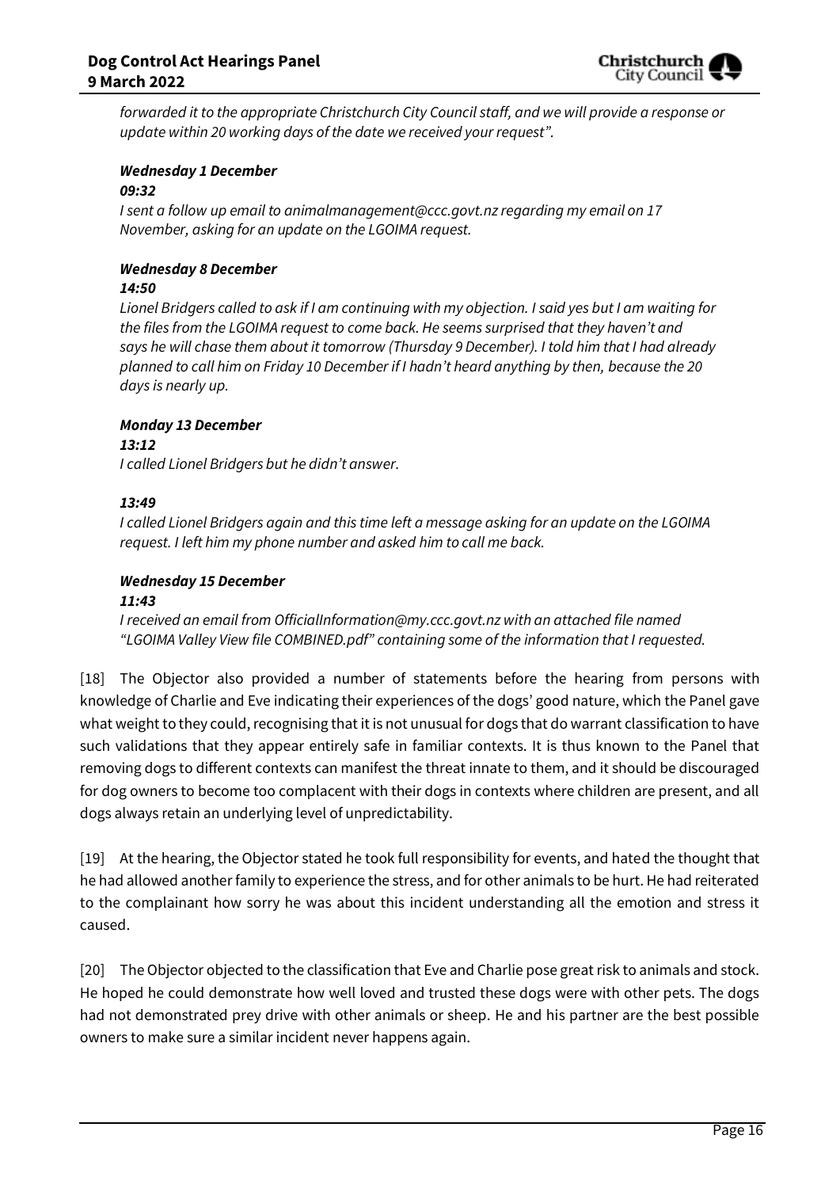*forwarded it to the appropriate Christchurch City Council staff, and we will provide a response or update within 20 working days of the date we received your request".*

***Wednesday 1 December***

***09:32***

*I sent a follow up email to animalmanagement@ccc.govt.nz regarding my email on 17 November, asking for an update on the LGOIMA request.*

***Wednesday 8 December***

***14:50***

*Lionel Bridgers called to ask if I am continuing with my objection. I said yes but I am waiting for the files from the LGOIMA request to come back. He seems surprised that they haven't and says he will chase them about it tomorrow (Thursday 9 December). I told him that I had already planned to call him on Friday 10 December if I hadn't heard anything by then, because the 20 days is nearly up.*

***Monday 13 December***

***13:12***

*I called Lionel Bridgers but he didn't answer.*

***13:49***

*I called Lionel Bridgers again and this time left a message asking for an update on the LGOIMA request. I left him my phone number and asked him to call me back.*

***Wednesday 15 December***

***11:43***

*I received an email from OfficialInformation@my.ccc.govt.nz with an attached file named "LGOIMA Valley View file COMBINED.pdf" containing some of the information that I requested.*

[18] The Objector also provided a number of statements before the hearing from persons with knowledge of Charlie and Eve indicating their experiences of the dogs' good nature, which the Panel gave what weight to they could, recognising that it is not unusual for dogs that do warrant classification to have such validations that they appear entirely safe in familiar contexts. It is thus known to the Panel that removing dogs to different contexts can manifest the threat innate to them, and it should be discouraged for dog owners to become too complacent with their dogs in contexts where children are present, and all dogs always retain an underlying level of unpredictability.

[19] At the hearing, the Objector stated he took full responsibility for events, and hated the thought that he had allowed another family to experience the stress, and for other animals to be hurt. He had reiterated to the complainant how sorry he was about this incident understanding all the emotion and stress it caused.

[20] The Objector objected to the classification that Eve and Charlie pose great risk to animals and stock. He hoped he could demonstrate how well loved and trusted these dogs were with other pets. The dogs had not demonstrated prey drive with other animals or sheep. He and his partner are the best possible owners to make sure a similar incident never happens again.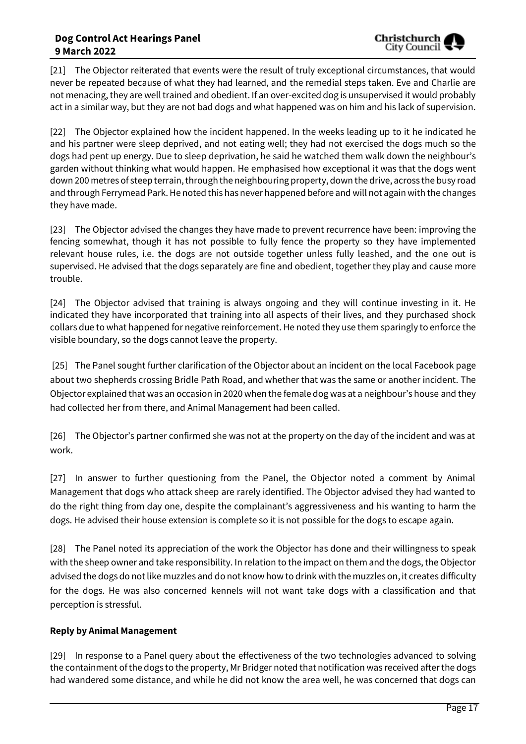[21] The Objector reiterated that events were the result of truly exceptional circumstances, that would never be repeated because of what they had learned, and the remedial steps taken. Eve and Charlie are not menacing, they are well trained and obedient. If an over-excited dog is unsupervised it would probably act in a similar way, but they are not bad dogs and what happened was on him and his lack of supervision.

[22] The Objector explained how the incident happened. In the weeks leading up to it he indicated he and his partner were sleep deprived, and not eating well; they had not exercised the dogs much so the dogs had pent up energy. Due to sleep deprivation, he said he watched them walk down the neighbour's garden without thinking what would happen. He emphasised how exceptional it was that the dogs went down 200 metres of steep terrain, through the neighbouring property, down the drive, across the busy road and through Ferrymead Park. He noted this has never happened before and will not again with the changes they have made.

[23] The Objector advised the changes they have made to prevent recurrence have been: improving the fencing somewhat, though it has not possible to fully fence the property so they have implemented relevant house rules, i.e. the dogs are not outside together unless fully leashed, and the one out is supervised. He advised that the dogs separately are fine and obedient, together they play and cause more trouble.

[24] The Objector advised that training is always ongoing and they will continue investing in it. He indicated they have incorporated that training into all aspects of their lives, and they purchased shock collars due to what happened for negative reinforcement. He noted they use them sparingly to enforce the visible boundary, so the dogs cannot leave the property.

[25] The Panel sought further clarification of the Objector about an incident on the local Facebook page about two shepherds crossing Bridle Path Road, and whether that was the same or another incident. The Objector explained that was an occasion in 2020 when the female dog was at a neighbour's house and they had collected her from there, and Animal Management had been called.

[26] The Objector's partner confirmed she was not at the property on the day of the incident and was at work.

[27] In answer to further questioning from the Panel, the Objector noted a comment by Animal Management that dogs who attack sheep are rarely identified. The Objector advised they had wanted to do the right thing from day one, despite the complainant's aggressiveness and his wanting to harm the dogs. He advised their house extension is complete so it is not possible for the dogs to escape again.

[28] The Panel noted its appreciation of the work the Objector has done and their willingness to speak with the sheep owner and take responsibility. In relation to the impact on them and the dogs, the Objector advised the dogs do not like muzzles and do not know how to drink with the muzzles on, it creates difficulty for the dogs. He was also concerned kennels will not want take dogs with a classification and that perception is stressful.

**Reply by Animal Management**

[29] In response to a Panel query about the effectiveness of the two technologies advanced to solving the containment of the dogs to the property, Mr Bridger noted that notification was received after the dogs had wandered some distance, and while he did not know the area well, he was concerned that dogs can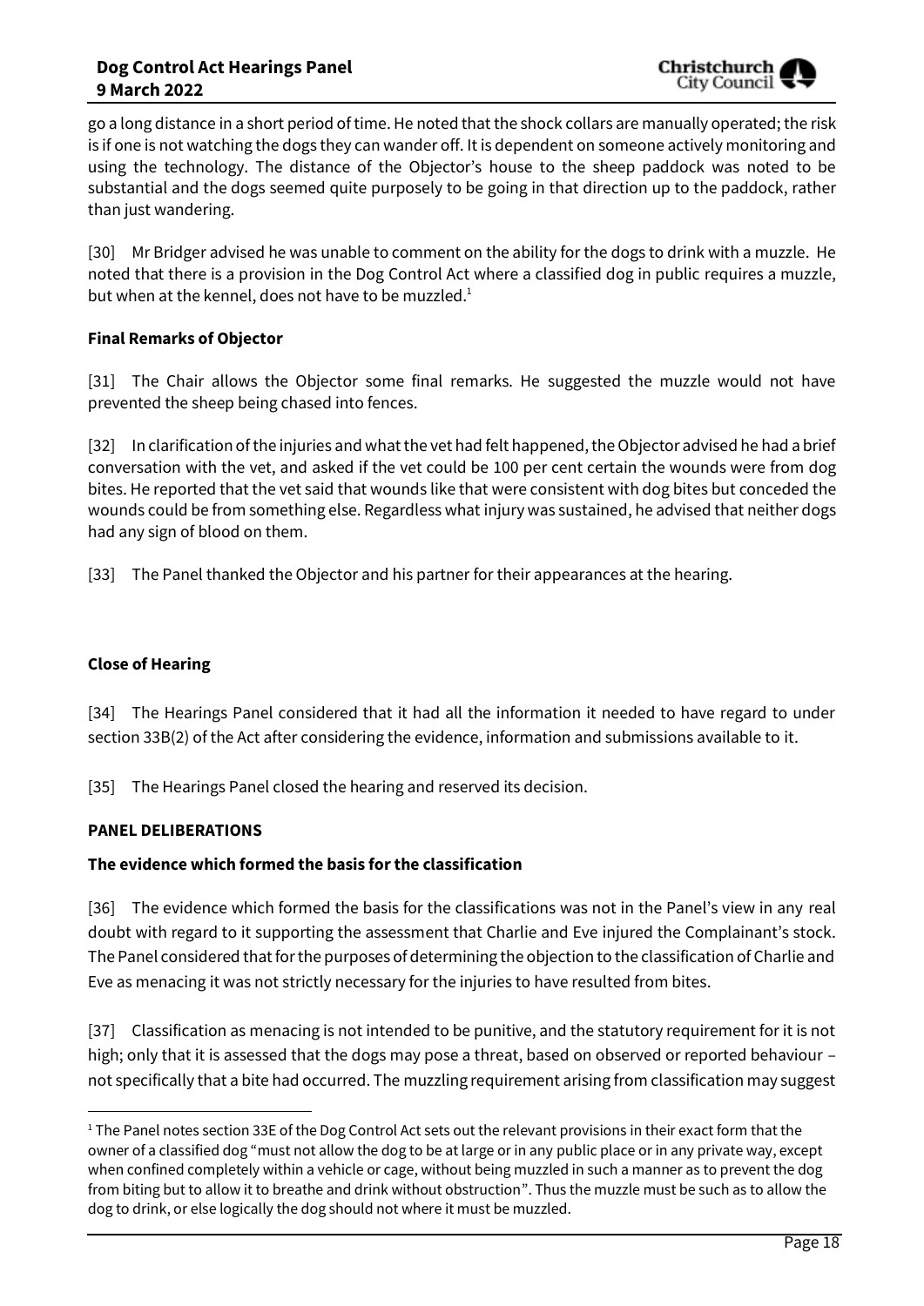go a long distance in a short period of time. He noted that the shock collars are manually operated; the risk is if one is not watching the dogs they can wander off. It is dependent on someone actively monitoring and using the technology. The distance of the Objector's house to the sheep paddock was noted to be substantial and the dogs seemed quite purposely to be going in that direction up to the paddock, rather than just wandering.

[30] Mr Bridger advised he was unable to comment on the ability for the dogs to drink with a muzzle. He noted that there is a provision in the Dog Control Act where a classified dog in public requires a muzzle, but when at the kennel, does not have to be muzzled.[1]

**Final Remarks of Objector**

[31] The Chair allows the Objector some final remarks. He suggested the muzzle would not have prevented the sheep being chased into fences.

[32] In clarification of the injuries and what the vet had felt happened, the Objector advised he had a brief conversation with the vet, and asked if the vet could be 100 per cent certain the wounds were from dog bites. He reported that the vet said that wounds like that were consistent with dog bites but conceded the wounds could be from something else. Regardless what injury was sustained, he advised that neither dogs had any sign of blood on them.

[33] The Panel thanked the Objector and his partner for their appearances at the hearing.

**Close of Hearing**

[34] The Hearings Panel considered that it had all the information it needed to have regard to under section 33B(2) of the Act after considering the evidence, information and submissions available to it.

[35] The Hearings Panel closed the hearing and reserved its decision.

**PANEL DELIBERATIONS**

**The evidence which formed the basis for the classification**

[36] The evidence which formed the basis for the classifications was not in the Panel's view in any real doubt with regard to it supporting the assessment that Charlie and Eve injured the Complainant's stock. The Panel considered that for the purposes of determining the objection to the classification of Charlie and Eve as menacing it was not strictly necessary for the injuries to have resulted from bites.

[37] Classification as menacing is not intended to be punitive, and the statutory requirement for it is not high; only that it is assessed that the dogs may pose a threat, based on observed or reported behaviour – not specifically that a bite had occurred. The muzzling requirement arising from classification may suggest

[1] The Panel notes section 33E of the Dog Control Act sets out the relevant provisions in their exact form that the owner of a classified dog "must not allow the dog to be at large or in any public place or in any private way, except when confined completely within a vehicle or cage, without being muzzled in such a manner as to prevent the dog from biting but to allow it to breathe and drink without obstruction". Thus the muzzle must be such as to allow the dog to drink, or else logically the dog should not where it must be muzzled.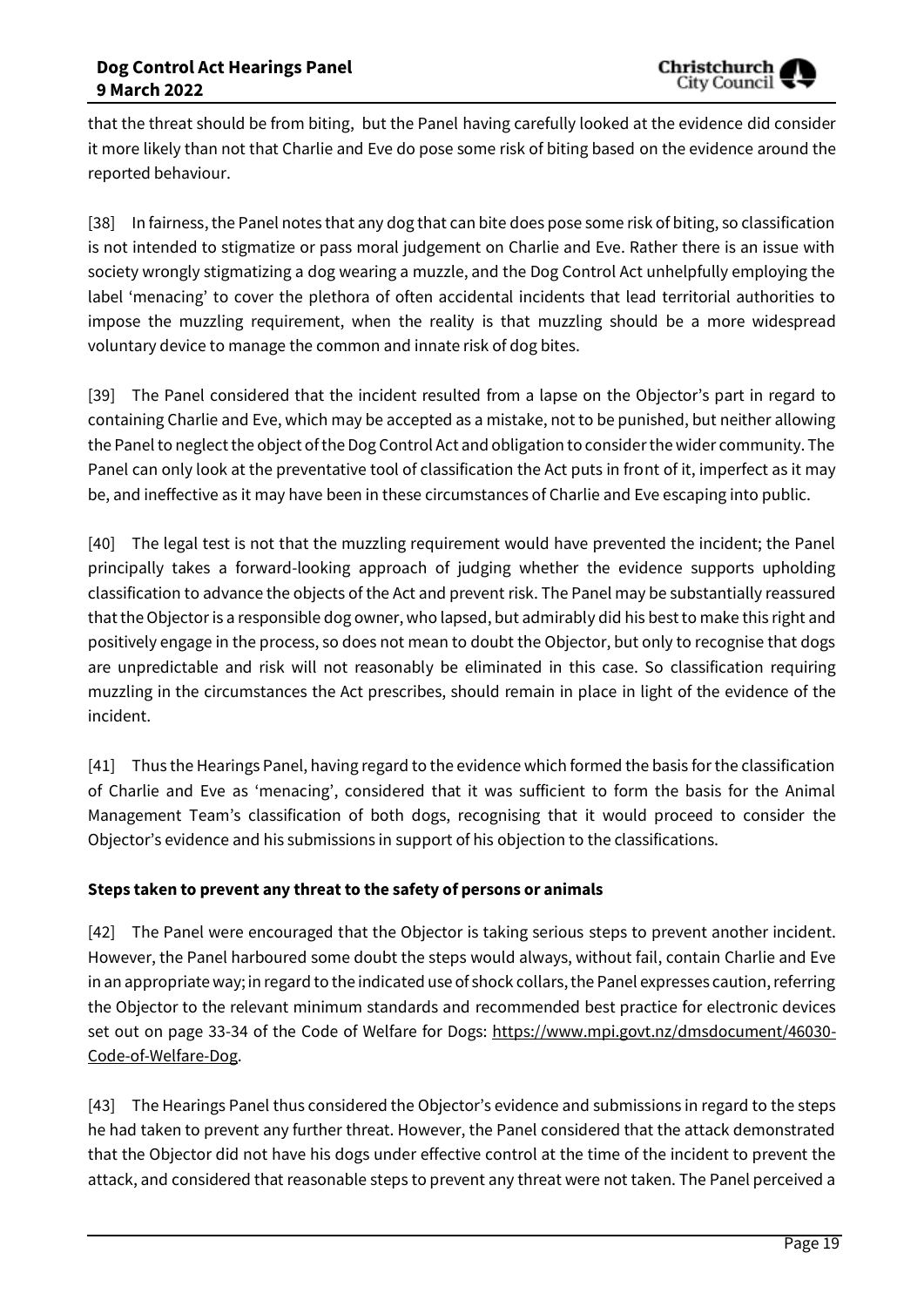that the threat should be from biting, but the Panel having carefully looked at the evidence did consider it more likely than not that Charlie and Eve do pose some risk of biting based on the evidence around the reported behaviour.

[38] In fairness, the Panel notes that any dog that can bite does pose some risk of biting, so classification is not intended to stigmatize or pass moral judgement on Charlie and Eve. Rather there is an issue with society wrongly stigmatizing a dog wearing a muzzle, and the Dog Control Act unhelpfully employing the label 'menacing' to cover the plethora of often accidental incidents that lead territorial authorities to impose the muzzling requirement, when the reality is that muzzling should be a more widespread voluntary device to manage the common and innate risk of dog bites.

[39] The Panel considered that the incident resulted from a lapse on the Objector's part in regard to containing Charlie and Eve, which may be accepted as a mistake, not to be punished, but neither allowing the Panel to neglect the object of the Dog Control Act and obligation to consider the wider community. The Panel can only look at the preventative tool of classification the Act puts in front of it, imperfect as it may be, and ineffective as it may have been in these circumstances of Charlie and Eve escaping into public.

[40] The legal test is not that the muzzling requirement would have prevented the incident; the Panel principally takes a forward-looking approach of judging whether the evidence supports upholding classification to advance the objects of the Act and prevent risk. The Panel may be substantially reassured that the Objector is a responsible dog owner, who lapsed, but admirably did his best to make this right and positively engage in the process, so does not mean to doubt the Objector, but only to recognise that dogs are unpredictable and risk will not reasonably be eliminated in this case. So classification requiring muzzling in the circumstances the Act prescribes, should remain in place in light of the evidence of the incident.

[41] Thus the Hearings Panel, having regard to the evidence which formed the basis for the classification of Charlie and Eve as 'menacing', considered that it was sufficient to form the basis for the Animal Management Team's classification of both dogs, recognising that it would proceed to consider the Objector's evidence and his submissions in support of his objection to the classifications.

**Steps taken to prevent any threat to the safety of persons or animals**

[42] The Panel were encouraged that the Objector is taking serious steps to prevent another incident. However, the Panel harboured some doubt the steps would always, without fail, contain Charlie and Eve in an appropriate way; in regard to the indicated use of shock collars, the Panel expresses caution, referring the Objector to the relevant minimum standards and recommended best practice for electronic devices set out on page 33-34 of the Code of Welfare for Dogs: https://www.mpi.govt.nz/dmsdocument/46030-Code-of-Welfare-Dog.

[43] The Hearings Panel thus considered the Objector's evidence and submissions in regard to the steps he had taken to prevent any further threat. However, the Panel considered that the attack demonstrated that the Objector did not have his dogs under effective control at the time of the incident to prevent the attack, and considered that reasonable steps to prevent any threat were not taken. The Panel perceived a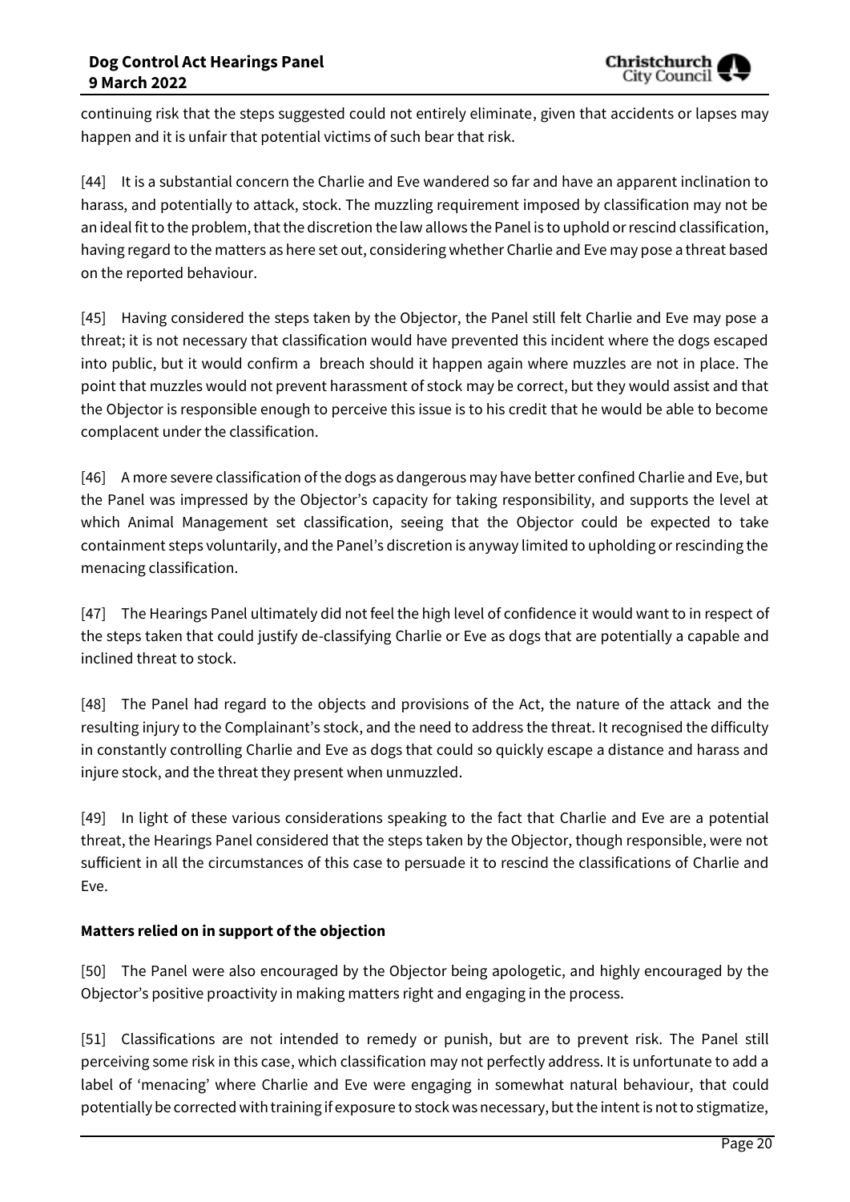continuing risk that the steps suggested could not entirely eliminate, given that accidents or lapses may happen and it is unfair that potential victims of such bear that risk.

[44] It is a substantial concern the Charlie and Eve wandered so far and have an apparent inclination to harass, and potentially to attack, stock. The muzzling requirement imposed by classification may not be an ideal fit to the problem, that the discretion the law allows the Panel is to uphold or rescind classification, having regard to the matters as here set out, considering whether Charlie and Eve may pose a threat based on the reported behaviour.

[45] Having considered the steps taken by the Objector, the Panel still felt Charlie and Eve may pose a threat; it is not necessary that classification would have prevented this incident where the dogs escaped into public, but it would confirm a breach should it happen again where muzzles are not in place. The point that muzzles would not prevent harassment of stock may be correct, but they would assist and that the Objector is responsible enough to perceive this issue is to his credit that he would be able to become complacent under the classification.

[46] A more severe classification of the dogs as dangerous may have better confined Charlie and Eve, but the Panel was impressed by the Objector's capacity for taking responsibility, and supports the level at which Animal Management set classification, seeing that the Objector could be expected to take containment steps voluntarily, and the Panel's discretion is anyway limited to upholding or rescinding the menacing classification.

[47] The Hearings Panel ultimately did not feel the high level of confidence it would want to in respect of the steps taken that could justify de-classifying Charlie or Eve as dogs that are potentially a capable and inclined threat to stock.

[48] The Panel had regard to the objects and provisions of the Act, the nature of the attack and the resulting injury to the Complainant's stock, and the need to address the threat. It recognised the difficulty in constantly controlling Charlie and Eve as dogs that could so quickly escape a distance and harass and injure stock, and the threat they present when unmuzzled.

[49] In light of these various considerations speaking to the fact that Charlie and Eve are a potential threat, the Hearings Panel considered that the steps taken by the Objector, though responsible, were not sufficient in all the circumstances of this case to persuade it to rescind the classifications of Charlie and Eve.

**Matters relied on in support of the objection**

[50] The Panel were also encouraged by the Objector being apologetic, and highly encouraged by the Objector's positive proactivity in making matters right and engaging in the process.

[51] Classifications are not intended to remedy or punish, but are to prevent risk. The Panel still perceiving some risk in this case, which classification may not perfectly address. It is unfortunate to add a label of 'menacing' where Charlie and Eve were engaging in somewhat natural behaviour, that could potentially be corrected with training if exposure to stock was necessary, but the intent is not to stigmatize,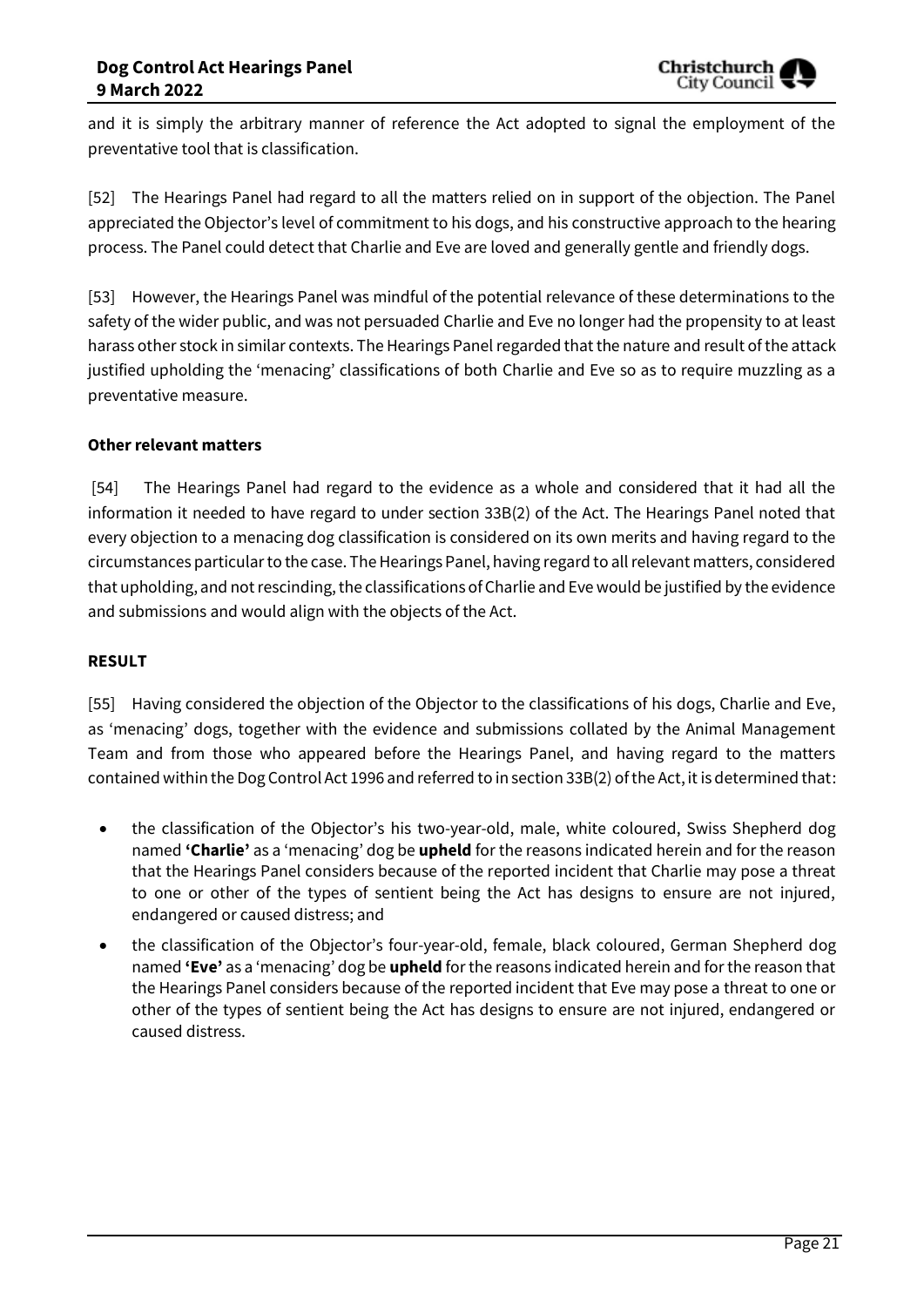and it is simply the arbitrary manner of reference the Act adopted to signal the employment of the preventative tool that is classification.

[52] The Hearings Panel had regard to all the matters relied on in support of the objection. The Panel appreciated the Objector's level of commitment to his dogs, and his constructive approach to the hearing process. The Panel could detect that Charlie and Eve are loved and generally gentle and friendly dogs.

[53] However, the Hearings Panel was mindful of the potential relevance of these determinations to the safety of the wider public, and was not persuaded Charlie and Eve no longer had the propensity to at least harass other stock in similar contexts. The Hearings Panel regarded that the nature and result of the attack justified upholding the 'menacing' classifications of both Charlie and Eve so as to require muzzling as a preventative measure.

**Other relevant matters**

[54] The Hearings Panel had regard to the evidence as a whole and considered that it had all the information it needed to have regard to under section 33B(2) of the Act. The Hearings Panel noted that every objection to a menacing dog classification is considered on its own merits and having regard to the circumstances particular to the case. The Hearings Panel, having regard to all relevant matters, considered that upholding, and not rescinding, the classifications of Charlie and Eve would be justified by the evidence and submissions and would align with the objects of the Act.

**RESULT**

[55] Having considered the objection of the Objector to the classifications of his dogs, Charlie and Eve, as 'menacing' dogs, together with the evidence and submissions collated by the Animal Management Team and from those who appeared before the Hearings Panel, and having regard to the matters contained within the Dog Control Act 1996 and referred to in section 33B(2) of the Act, it is determined that:

- the classification of the Objector's his two-year-old, male, white coloured, Swiss Shepherd dog named **'Charlie'** as a 'menacing' dog be **upheld** for the reasons indicated herein and for the reason that the Hearings Panel considers because of the reported incident that Charlie may pose a threat to one or other of the types of sentient being the Act has designs to ensure are not injured, endangered or caused distress; and
- the classification of the Objector's four-year-old, female, black coloured, German Shepherd dog named **'Eve'** as a 'menacing' dog be **upheld** for the reasons indicated herein and for the reason that the Hearings Panel considers because of the reported incident that Eve may pose a threat to one or other of the types of sentient being the Act has designs to ensure are not injured, endangered or caused distress.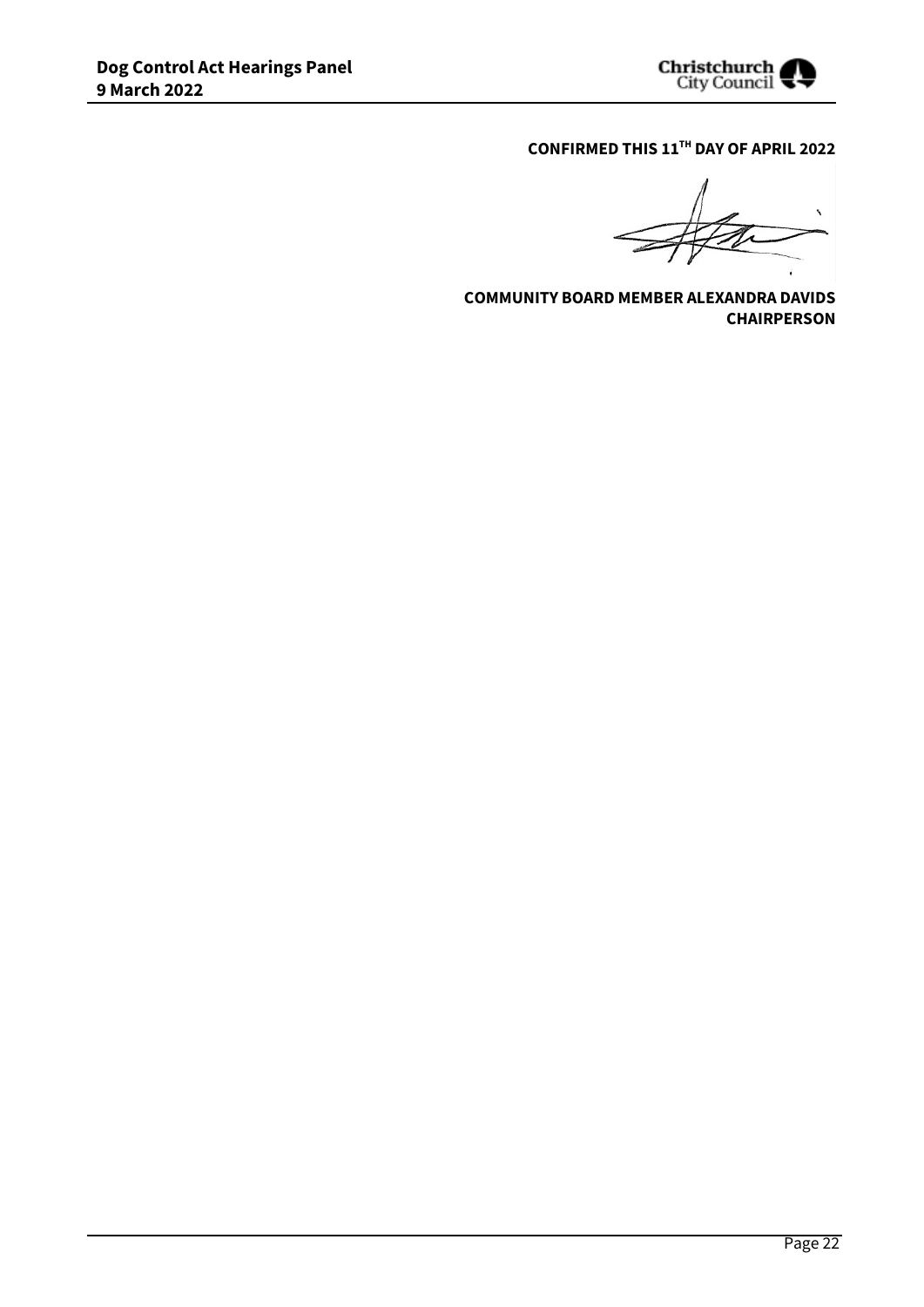**CONFIRMED THIS 11TH DAY OF APRIL 2022**

**COMMUNITY BOARD MEMBER ALEXANDRA DAVIDS**
**CHAIRPERSON**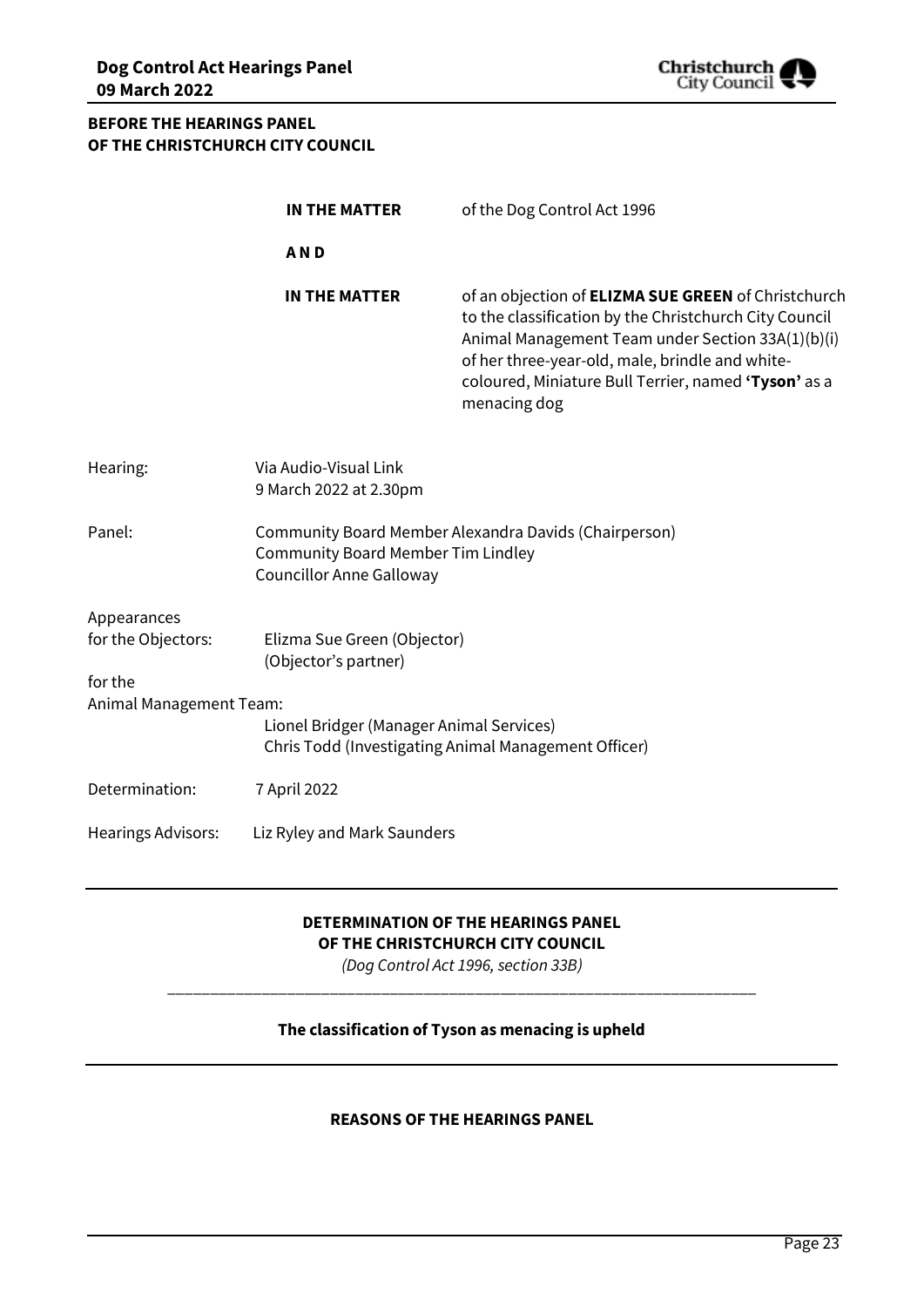**BEFORE THE HEARINGS PANEL**
**OF THE CHRISTCHURCH CITY COUNCIL**

| | |
|---|---|
| **IN THE MATTER** | of the Dog Control Act 1996 |
| **A N D** | |
| **IN THE MATTER** | of an objection of **ELIZMA SUE GREEN** of Christchurch to the classification by the Christchurch City Council Animal Management Team under Section 33A(1)(b)(i) of her three-year-old, male, brindle and white-coloured, Miniature Bull Terrier, named **'Tyson'** as a menacing dog |

| | |
|---|---|
| Hearing: | Via Audio-Visual Link<br>9 March 2022 at 2.30pm |
| Panel: | Community Board Member Alexandra Davids (Chairperson)<br>Community Board Member Tim Lindley<br>Councillor Anne Galloway |
| Appearances for the Objectors: | Elizma Sue Green (Objector)<br>(Objector's partner) |
| for the Animal Management Team: | Lionel Bridger (Manager Animal Services)<br>Chris Todd (Investigating Animal Management Officer) |
| Determination: | 7 April 2022 |
| Hearings Advisors: | Liz Ryley and Mark Saunders |

**DETERMINATION OF THE HEARINGS PANEL**
**OF THE CHRISTCHURCH CITY COUNCIL**

*(Dog Control Act 1996, section 33B)*

---

**The classification of Tyson as menacing is upheld**

**REASONS OF THE HEARINGS PANEL**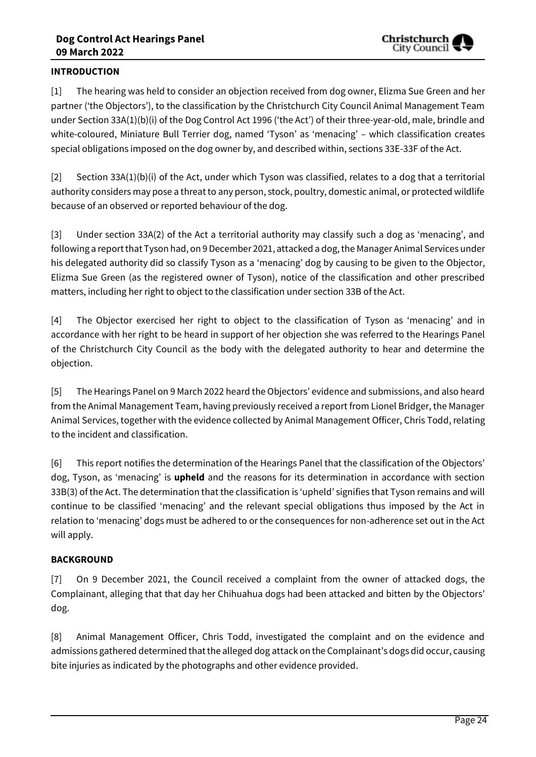## INTRODUCTION

[1] The hearing was held to consider an objection received from dog owner, Elizma Sue Green and her partner ('the Objectors'), to the classification by the Christchurch City Council Animal Management Team under Section 33A(1)(b)(i) of the Dog Control Act 1996 ('the Act') of their three-year-old, male, brindle and white-coloured, Miniature Bull Terrier dog, named 'Tyson' as 'menacing' – which classification creates special obligations imposed on the dog owner by, and described within, sections 33E-33F of the Act.

[2] Section 33A(1)(b)(i) of the Act, under which Tyson was classified, relates to a dog that a territorial authority considers may pose a threat to any person, stock, poultry, domestic animal, or protected wildlife because of an observed or reported behaviour of the dog.

[3] Under section 33A(2) of the Act a territorial authority may classify such a dog as 'menacing', and following a report that Tyson had, on 9 December 2021, attacked a dog, the Manager Animal Services under his delegated authority did so classify Tyson as a 'menacing' dog by causing to be given to the Objector, Elizma Sue Green (as the registered owner of Tyson), notice of the classification and other prescribed matters, including her right to object to the classification under section 33B of the Act.

[4] The Objector exercised her right to object to the classification of Tyson as 'menacing' and in accordance with her right to be heard in support of her objection she was referred to the Hearings Panel of the Christchurch City Council as the body with the delegated authority to hear and determine the objection.

[5] The Hearings Panel on 9 March 2022 heard the Objectors' evidence and submissions, and also heard from the Animal Management Team, having previously received a report from Lionel Bridger, the Manager Animal Services, together with the evidence collected by Animal Management Officer, Chris Todd, relating to the incident and classification.

[6] This report notifies the determination of the Hearings Panel that the classification of the Objectors' dog, Tyson, as 'menacing' is **upheld** and the reasons for its determination in accordance with section 33B(3) of the Act. The determination that the classification is 'upheld' signifies that Tyson remains and will continue to be classified 'menacing' and the relevant special obligations thus imposed by the Act in relation to 'menacing' dogs must be adhered to or the consequences for non-adherence set out in the Act will apply.

## BACKGROUND

[7] On 9 December 2021, the Council received a complaint from the owner of attacked dogs, the Complainant, alleging that that day her Chihuahua dogs had been attacked and bitten by the Objectors' dog.

[8] Animal Management Officer, Chris Todd, investigated the complaint and on the evidence and admissions gathered determined that the alleged dog attack on the Complainant's dogs did occur, causing bite injuries as indicated by the photographs and other evidence provided.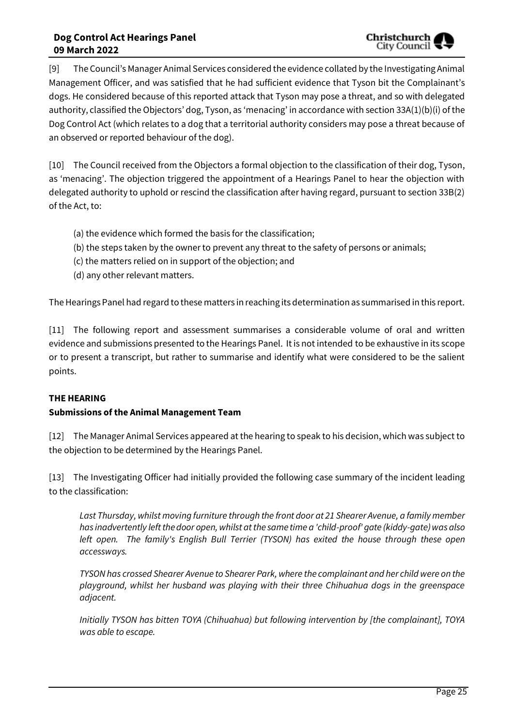[9] The Council's Manager Animal Services considered the evidence collated by the Investigating Animal Management Officer, and was satisfied that he had sufficient evidence that Tyson bit the Complainant's dogs. He considered because of this reported attack that Tyson may pose a threat, and so with delegated authority, classified the Objectors' dog, Tyson, as 'menacing' in accordance with section 33A(1)(b)(i) of the Dog Control Act (which relates to a dog that a territorial authority considers may pose a threat because of an observed or reported behaviour of the dog).

[10] The Council received from the Objectors a formal objection to the classification of their dog, Tyson, as 'menacing'. The objection triggered the appointment of a Hearings Panel to hear the objection with delegated authority to uphold or rescind the classification after having regard, pursuant to section 33B(2) of the Act, to:

(a) the evidence which formed the basis for the classification;
(b) the steps taken by the owner to prevent any threat to the safety of persons or animals;
(c) the matters relied on in support of the objection; and
(d) any other relevant matters.

The Hearings Panel had regard to these matters in reaching its determination as summarised in this report.

[11] The following report and assessment summarises a considerable volume of oral and written evidence and submissions presented to the Hearings Panel. It is not intended to be exhaustive in its scope or to present a transcript, but rather to summarise and identify what were considered to be the salient points.

## THE HEARING

### Submissions of the Animal Management Team

[12] The Manager Animal Services appeared at the hearing to speak to his decision, which was subject to the objection to be determined by the Hearings Panel.

[13] The Investigating Officer had initially provided the following case summary of the incident leading to the classification:

> *Last Thursday, whilst moving furniture through the front door at 21 Shearer Avenue, a family member has inadvertently left the door open, whilst at the same time a 'child-proof' gate (kiddy-gate) was also left open. The family's English Bull Terrier (TYSON) has exited the house through these open accessways.*
>
> *TYSON has crossed Shearer Avenue to Shearer Park, where the complainant and her child were on the playground, whilst her husband was playing with their three Chihuahua dogs in the greenspace adjacent.*
>
> *Initially TYSON has bitten TOYA (Chihuahua) but following intervention by [the complainant], TOYA was able to escape.*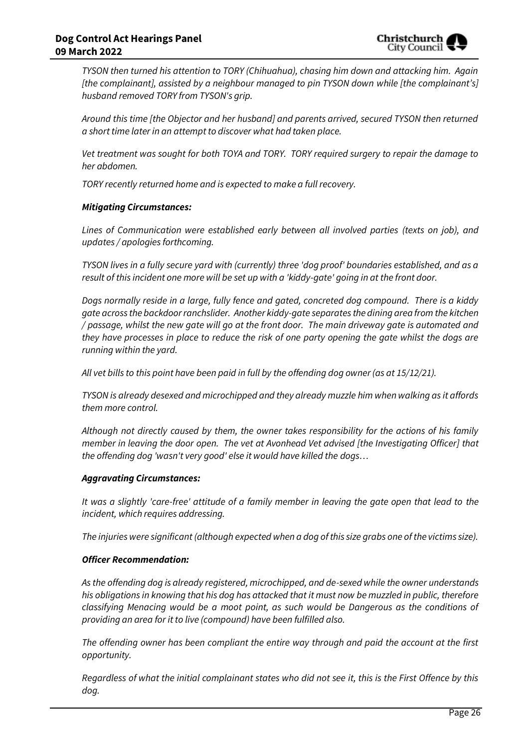*TYSON then turned his attention to TORY (Chihuahua), chasing him down and attacking him. Again [the complainant], assisted by a neighbour managed to pin TYSON down while [the complainant's] husband removed TORY from TYSON's grip.*

*Around this time [the Objector and her husband] and parents arrived, secured TYSON then returned a short time later in an attempt to discover what had taken place.*

*Vet treatment was sought for both TOYA and TORY. TORY required surgery to repair the damage to her abdomen.*

*TORY recently returned home and is expected to make a full recovery.*

***Mitigating Circumstances:***

*Lines of Communication were established early between all involved parties (texts on job), and updates / apologies forthcoming.*

*TYSON lives in a fully secure yard with (currently) three 'dog proof' boundaries established, and as a result of this incident one more will be set up with a 'kiddy-gate' going in at the front door.*

*Dogs normally reside in a large, fully fence and gated, concreted dog compound. There is a kiddy gate across the backdoor ranchslider. Another kiddy-gate separates the dining area from the kitchen / passage, whilst the new gate will go at the front door. The main driveway gate is automated and they have processes in place to reduce the risk of one party opening the gate whilst the dogs are running within the yard.*

*All vet bills to this point have been paid in full by the offending dog owner (as at 15/12/21).*

*TYSON is already desexed and microchipped and they already muzzle him when walking as it affords them more control.*

*Although not directly caused by them, the owner takes responsibility for the actions of his family member in leaving the door open. The vet at Avonhead Vet advised [the Investigating Officer] that the offending dog 'wasn't very good' else it would have killed the dogs…*

***Aggravating Circumstances:***

*It was a slightly 'care-free' attitude of a family member in leaving the gate open that lead to the incident, which requires addressing.*

*The injuries were significant (although expected when a dog of this size grabs one of the victims size).*

***Officer Recommendation:***

*As the offending dog is already registered, microchipped, and de-sexed while the owner understands his obligations in knowing that his dog has attacked that it must now be muzzled in public, therefore classifying Menacing would be a moot point, as such would be Dangerous as the conditions of providing an area for it to live (compound) have been fulfilled also.*

*The offending owner has been compliant the entire way through and paid the account at the first opportunity.*

*Regardless of what the initial complainant states who did not see it, this is the First Offence by this dog.*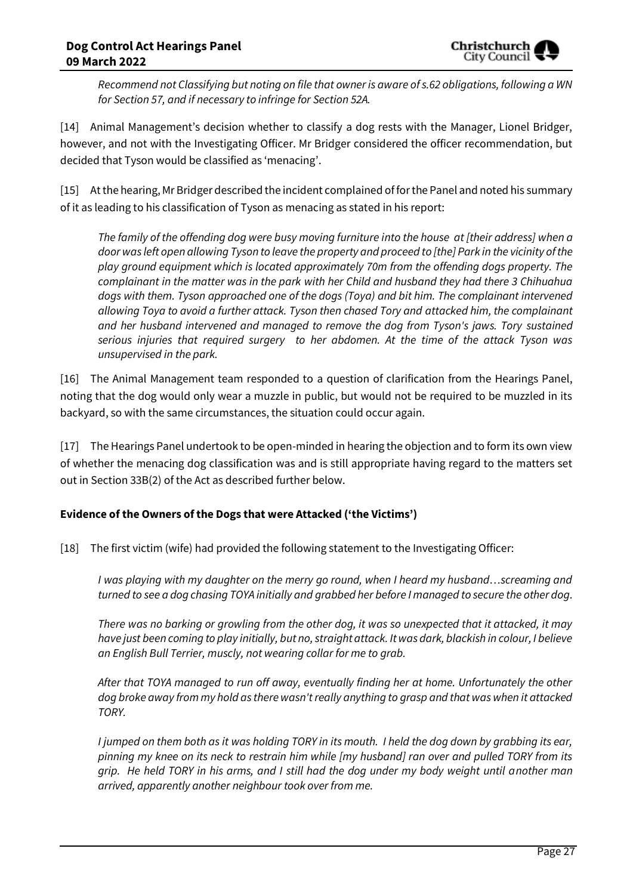*Recommend not Classifying but noting on file that owner is aware of s.62 obligations, following a WN for Section 57, and if necessary to infringe for Section 52A.*

[14] Animal Management's decision whether to classify a dog rests with the Manager, Lionel Bridger, however, and not with the Investigating Officer. Mr Bridger considered the officer recommendation, but decided that Tyson would be classified as 'menacing'.

[15] At the hearing, Mr Bridger described the incident complained of for the Panel and noted his summary of it as leading to his classification of Tyson as menacing as stated in his report:

> *The family of the offending dog were busy moving furniture into the house at [their address] when a door was left open allowing Tyson to leave the property and proceed to [the] Park in the vicinity of the play ground equipment which is located approximately 70m from the offending dogs property. The complainant in the matter was in the park with her Child and husband they had there 3 Chihuahua dogs with them. Tyson approached one of the dogs (Toya) and bit him. The complainant intervened allowing Toya to avoid a further attack. Tyson then chased Tory and attacked him, the complainant and her husband intervened and managed to remove the dog from Tyson's jaws. Tory sustained serious injuries that required surgery to her abdomen. At the time of the attack Tyson was unsupervised in the park.*

[16] The Animal Management team responded to a question of clarification from the Hearings Panel, noting that the dog would only wear a muzzle in public, but would not be required to be muzzled in its backyard, so with the same circumstances, the situation could occur again.

[17] The Hearings Panel undertook to be open-minded in hearing the objection and to form its own view of whether the menacing dog classification was and is still appropriate having regard to the matters set out in Section 33B(2) of the Act as described further below.

**Evidence of the Owners of the Dogs that were Attacked ('the Victims')**

[18] The first victim (wife) had provided the following statement to the Investigating Officer:

> *I was playing with my daughter on the merry go round, when I heard my husband…screaming and turned to see a dog chasing TOYA initially and grabbed her before I managed to secure the other dog.*
>
> *There was no barking or growling from the other dog, it was so unexpected that it attacked, it may have just been coming to play initially, but no, straight attack. It was dark, blackish in colour, I believe an English Bull Terrier, muscly, not wearing collar for me to grab.*
>
> *After that TOYA managed to run off away, eventually finding her at home. Unfortunately the other dog broke away from my hold as there wasn't really anything to grasp and that was when it attacked TORY.*
>
> *I jumped on them both as it was holding TORY in its mouth. I held the dog down by grabbing its ear, pinning my knee on its neck to restrain him while [my husband] ran over and pulled TORY from its grip. He held TORY in his arms, and I still had the dog under my body weight until another man arrived, apparently another neighbour took over from me.*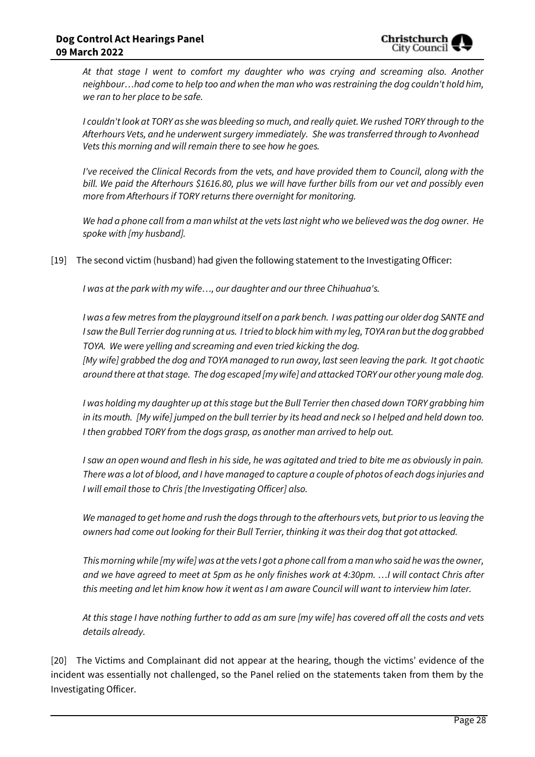*At that stage I went to comfort my daughter who was crying and screaming also. Another neighbour…had come to help too and when the man who was restraining the dog couldn't hold him, we ran to her place to be safe.*

*I couldn't look at TORY as she was bleeding so much, and really quiet. We rushed TORY through to the Afterhours Vets, and he underwent surgery immediately. She was transferred through to Avonhead Vets this morning and will remain there to see how he goes.*

*I've received the Clinical Records from the vets, and have provided them to Council, along with the bill. We paid the Afterhours $1616.80, plus we will have further bills from our vet and possibly even more from Afterhours if TORY returns there overnight for monitoring.*

*We had a phone call from a man whilst at the vets last night who we believed was the dog owner. He spoke with [my husband].*

[19] The second victim (husband) had given the following statement to the Investigating Officer:

*I was at the park with my wife…, our daughter and our three Chihuahua's.*

*I was a few metres from the playground itself on a park bench. I was patting our older dog SANTE and I saw the Bull Terrier dog running at us. I tried to block him with my leg, TOYA ran but the dog grabbed TOYA. We were yelling and screaming and even tried kicking the dog.*
*[My wife] grabbed the dog and TOYA managed to run away, last seen leaving the park. It got chaotic around there at that stage. The dog escaped [my wife] and attacked TORY our other young male dog.*

*I was holding my daughter up at this stage but the Bull Terrier then chased down TORY grabbing him in its mouth. [My wife] jumped on the bull terrier by its head and neck so I helped and held down too. I then grabbed TORY from the dogs grasp, as another man arrived to help out.*

*I saw an open wound and flesh in his side, he was agitated and tried to bite me as obviously in pain. There was a lot of blood, and I have managed to capture a couple of photos of each dogs injuries and I will email those to Chris [the Investigating Officer] also.*

*We managed to get home and rush the dogs through to the afterhours vets, but prior to us leaving the owners had come out looking for their Bull Terrier, thinking it was their dog that got attacked.*

*This morning while [my wife] was at the vets I got a phone call from a man who said he was the owner, and we have agreed to meet at 5pm as he only finishes work at 4:30pm. …I will contact Chris after this meeting and let him know how it went as I am aware Council will want to interview him later.*

*At this stage I have nothing further to add as am sure [my wife] has covered off all the costs and vets details already.*

[20] The Victims and Complainant did not appear at the hearing, though the victims' evidence of the incident was essentially not challenged, so the Panel relied on the statements taken from them by the Investigating Officer.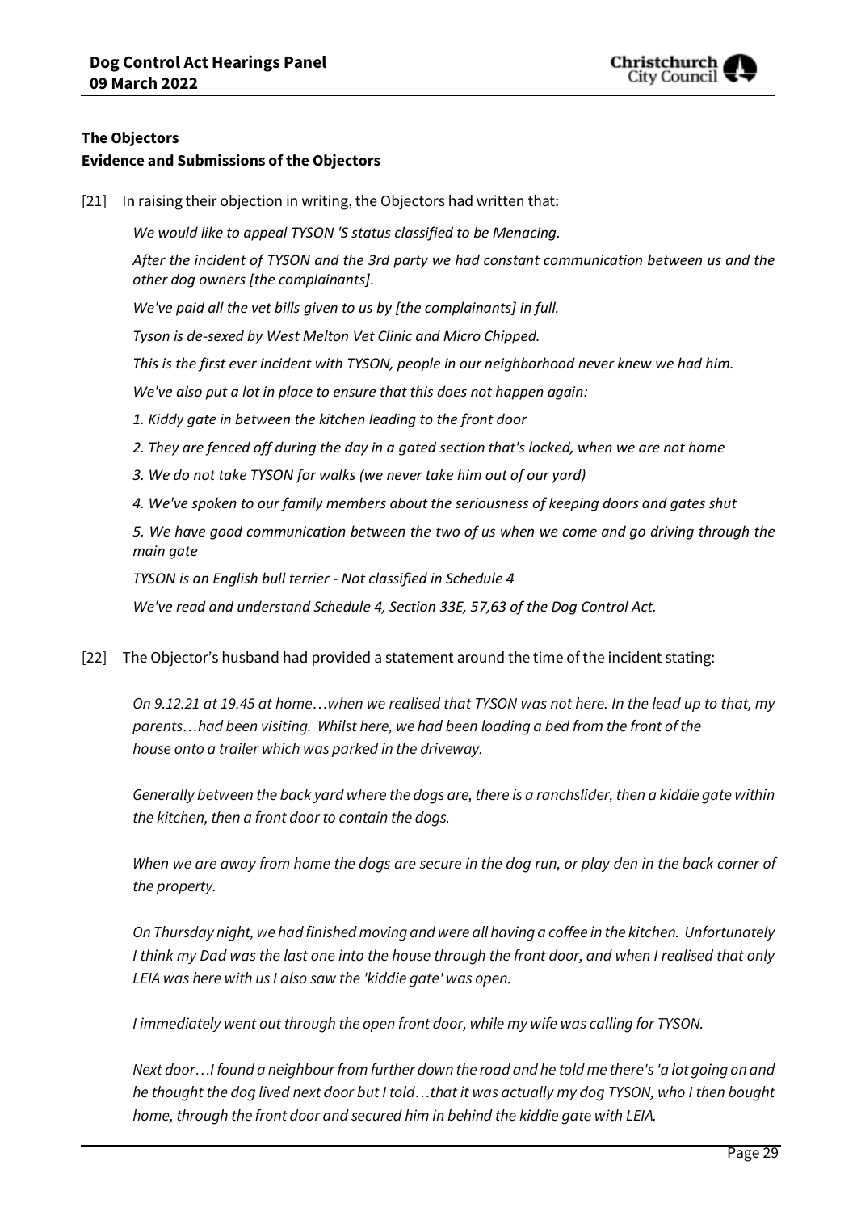**The Objectors**
**Evidence and Submissions of the Objectors**

[21] In raising their objection in writing, the Objectors had written that:

*We would like to appeal TYSON 'S status classified to be Menacing.*

*After the incident of TYSON and the 3rd party we had constant communication between us and the other dog owners [the complainants].*

*We've paid all the vet bills given to us by [the complainants] in full.*

*Tyson is de-sexed by West Melton Vet Clinic and Micro Chipped.*

*This is the first ever incident with TYSON, people in our neighborhood never knew we had him.*

*We've also put a lot in place to ensure that this does not happen again:*

*1. Kiddy gate in between the kitchen leading to the front door*

*2. They are fenced off during the day in a gated section that's locked, when we are not home*

*3. We do not take TYSON for walks (we never take him out of our yard)*

*4. We've spoken to our family members about the seriousness of keeping doors and gates shut*

*5. We have good communication between the two of us when we come and go driving through the main gate*

*TYSON is an English bull terrier - Not classified in Schedule 4*

*We've read and understand Schedule 4, Section 33E, 57,63 of the Dog Control Act.*

[22] The Objector's husband had provided a statement around the time of the incident stating:

*On 9.12.21 at 19.45 at home…when we realised that TYSON was not here. In the lead up to that, my parents…had been visiting. Whilst here, we had been loading a bed from the front of the house onto a trailer which was parked in the driveway.*

*Generally between the back yard where the dogs are, there is a ranchslider, then a kiddie gate within the kitchen, then a front door to contain the dogs.*

*When we are away from home the dogs are secure in the dog run, or play den in the back corner of the property.*

*On Thursday night, we had finished moving and were all having a coffee in the kitchen. Unfortunately I think my Dad was the last one into the house through the front door, and when I realised that only LEIA was here with us I also saw the 'kiddie gate' was open.*

*I immediately went out through the open front door, while my wife was calling for TYSON.*

*Next door…I found a neighbour from further down the road and he told me there's 'a lot going on and he thought the dog lived next door but I told…that it was actually my dog TYSON, who I then bought home, through the front door and secured him in behind the kiddie gate with LEIA.*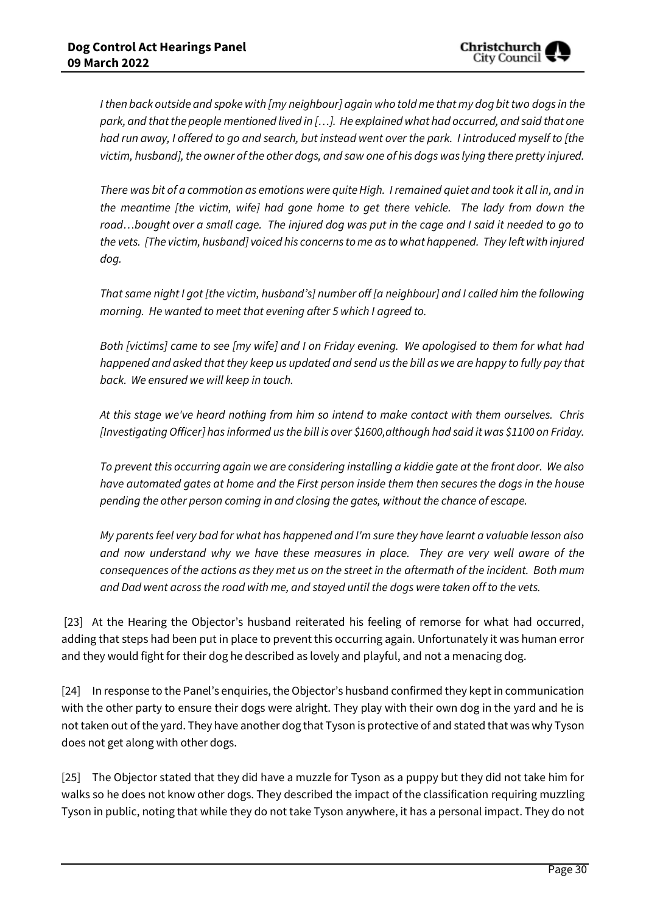*I then back outside and spoke with [my neighbour] again who told me that my dog bit two dogs in the park, and that the people mentioned lived in […]. He explained what had occurred, and said that one had run away, I offered to go and search, but instead went over the park. I introduced myself to [the victim, husband], the owner of the other dogs, and saw one of his dogs was lying there pretty injured.*

*There was bit of a commotion as emotions were quite High. I remained quiet and took it all in, and in the meantime [the victim, wife] had gone home to get there vehicle. The lady from down the road…bought over a small cage. The injured dog was put in the cage and I said it needed to go to the vets. [The victim, husband] voiced his concerns to me as to what happened. They left with injured dog.*

*That same night I got [the victim, husband's] number off [a neighbour] and I called him the following morning. He wanted to meet that evening after 5 which I agreed to.*

*Both [victims] came to see [my wife] and I on Friday evening. We apologised to them for what had happened and asked that they keep us updated and send us the bill as we are happy to fully pay that back. We ensured we will keep in touch.*

*At this stage we've heard nothing from him so intend to make contact with them ourselves. Chris [Investigating Officer] has informed us the bill is over $1600,although had said it was $1100 on Friday.*

*To prevent this occurring again we are considering installing a kiddie gate at the front door. We also have automated gates at home and the First person inside them then secures the dogs in the house pending the other person coming in and closing the gates, without the chance of escape.*

*My parents feel very bad for what has happened and I'm sure they have learnt a valuable lesson also and now understand why we have these measures in place. They are very well aware of the consequences of the actions as they met us on the street in the aftermath of the incident. Both mum and Dad went across the road with me, and stayed until the dogs were taken off to the vets.*

[23] At the Hearing the Objector's husband reiterated his feeling of remorse for what had occurred, adding that steps had been put in place to prevent this occurring again. Unfortunately it was human error and they would fight for their dog he described as lovely and playful, and not a menacing dog.

[24] In response to the Panel's enquiries, the Objector's husband confirmed they kept in communication with the other party to ensure their dogs were alright. They play with their own dog in the yard and he is not taken out of the yard. They have another dog that Tyson is protective of and stated that was why Tyson does not get along with other dogs.

[25] The Objector stated that they did have a muzzle for Tyson as a puppy but they did not take him for walks so he does not know other dogs. They described the impact of the classification requiring muzzling Tyson in public, noting that while they do not take Tyson anywhere, it has a personal impact. They do not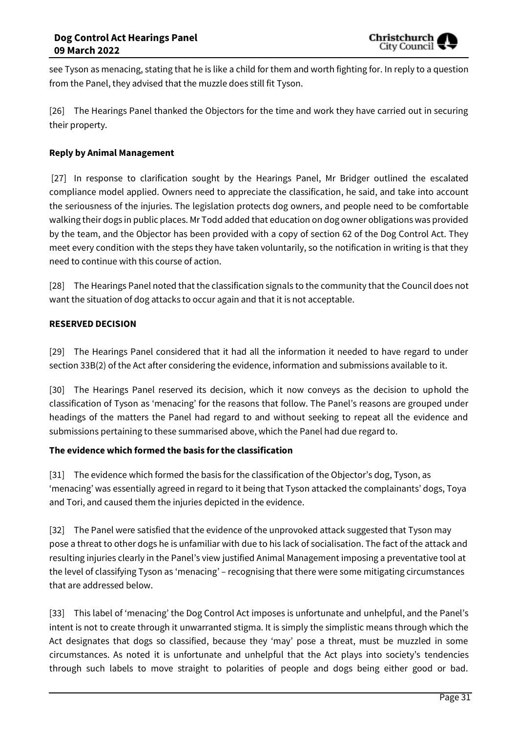see Tyson as menacing, stating that he is like a child for them and worth fighting for. In reply to a question from the Panel, they advised that the muzzle does still fit Tyson.

[26] The Hearings Panel thanked the Objectors for the time and work they have carried out in securing their property.

**Reply by Animal Management**

[27] In response to clarification sought by the Hearings Panel, Mr Bridger outlined the escalated compliance model applied. Owners need to appreciate the classification, he said, and take into account the seriousness of the injuries. The legislation protects dog owners, and people need to be comfortable walking their dogs in public places. Mr Todd added that education on dog owner obligations was provided by the team, and the Objector has been provided with a copy of section 62 of the Dog Control Act. They meet every condition with the steps they have taken voluntarily, so the notification in writing is that they need to continue with this course of action.

[28] The Hearings Panel noted that the classification signals to the community that the Council does not want the situation of dog attacks to occur again and that it is not acceptable.

**RESERVED DECISION**

[29] The Hearings Panel considered that it had all the information it needed to have regard to under section 33B(2) of the Act after considering the evidence, information and submissions available to it.

[30] The Hearings Panel reserved its decision, which it now conveys as the decision to uphold the classification of Tyson as 'menacing' for the reasons that follow. The Panel's reasons are grouped under headings of the matters the Panel had regard to and without seeking to repeat all the evidence and submissions pertaining to these summarised above, which the Panel had due regard to.

**The evidence which formed the basis for the classification**

[31] The evidence which formed the basis for the classification of the Objector's dog, Tyson, as 'menacing' was essentially agreed in regard to it being that Tyson attacked the complainants' dogs, Toya and Tori, and caused them the injuries depicted in the evidence.

[32] The Panel were satisfied that the evidence of the unprovoked attack suggested that Tyson may pose a threat to other dogs he is unfamiliar with due to his lack of socialisation. The fact of the attack and resulting injuries clearly in the Panel's view justified Animal Management imposing a preventative tool at the level of classifying Tyson as 'menacing' – recognising that there were some mitigating circumstances that are addressed below.

[33] This label of 'menacing' the Dog Control Act imposes is unfortunate and unhelpful, and the Panel's intent is not to create through it unwarranted stigma. It is simply the simplistic means through which the Act designates that dogs so classified, because they 'may' pose a threat, must be muzzled in some circumstances. As noted it is unfortunate and unhelpful that the Act plays into society's tendencies through such labels to move straight to polarities of people and dogs being either good or bad.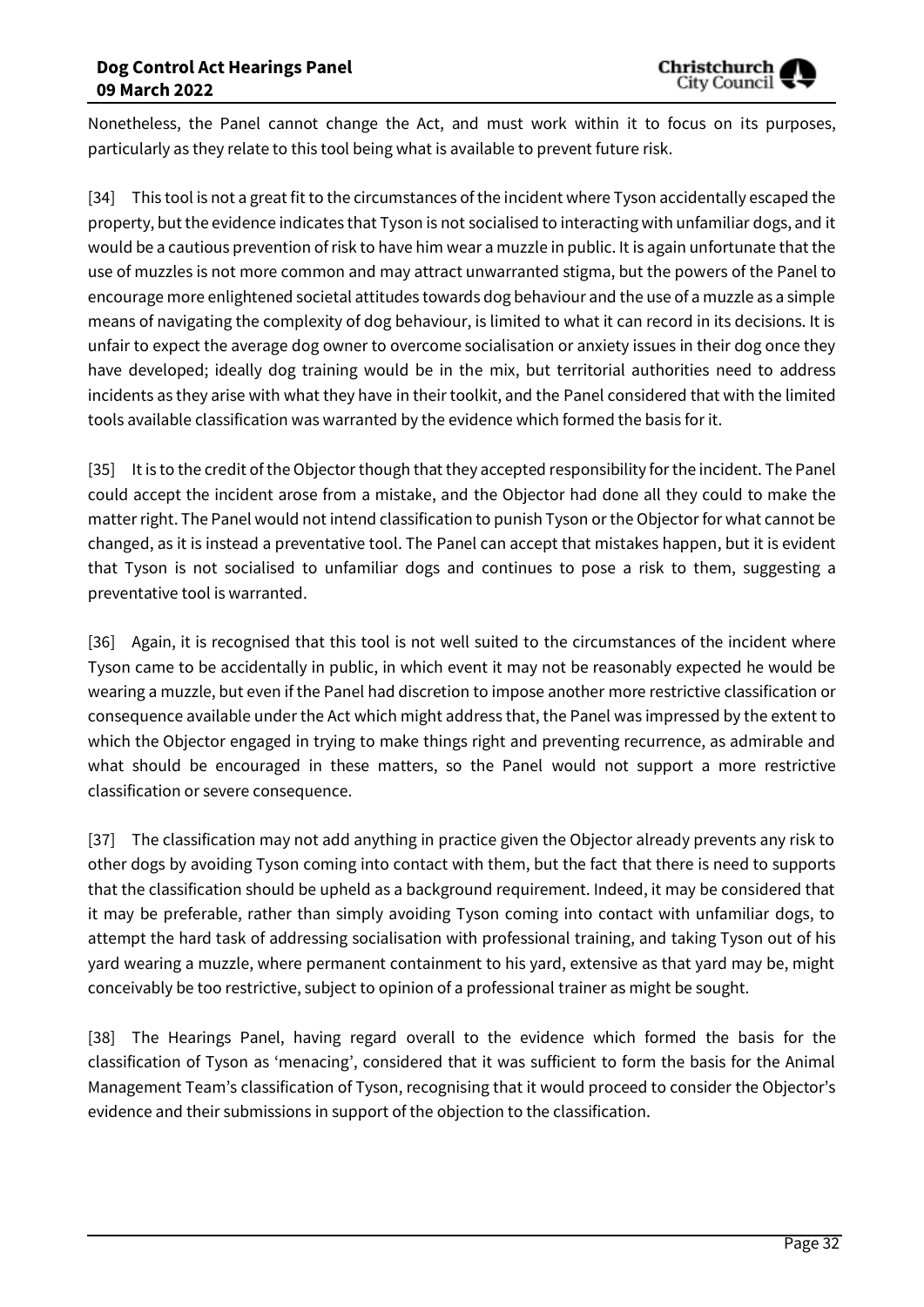Nonetheless, the Panel cannot change the Act, and must work within it to focus on its purposes, particularly as they relate to this tool being what is available to prevent future risk.

[34] This tool is not a great fit to the circumstances of the incident where Tyson accidentally escaped the property, but the evidence indicates that Tyson is not socialised to interacting with unfamiliar dogs, and it would be a cautious prevention of risk to have him wear a muzzle in public. It is again unfortunate that the use of muzzles is not more common and may attract unwarranted stigma, but the powers of the Panel to encourage more enlightened societal attitudes towards dog behaviour and the use of a muzzle as a simple means of navigating the complexity of dog behaviour, is limited to what it can record in its decisions. It is unfair to expect the average dog owner to overcome socialisation or anxiety issues in their dog once they have developed; ideally dog training would be in the mix, but territorial authorities need to address incidents as they arise with what they have in their toolkit, and the Panel considered that with the limited tools available classification was warranted by the evidence which formed the basis for it.

[35] It is to the credit of the Objector though that they accepted responsibility for the incident. The Panel could accept the incident arose from a mistake, and the Objector had done all they could to make the matter right. The Panel would not intend classification to punish Tyson or the Objector for what cannot be changed, as it is instead a preventative tool. The Panel can accept that mistakes happen, but it is evident that Tyson is not socialised to unfamiliar dogs and continues to pose a risk to them, suggesting a preventative tool is warranted.

[36] Again, it is recognised that this tool is not well suited to the circumstances of the incident where Tyson came to be accidentally in public, in which event it may not be reasonably expected he would be wearing a muzzle, but even if the Panel had discretion to impose another more restrictive classification or consequence available under the Act which might address that, the Panel was impressed by the extent to which the Objector engaged in trying to make things right and preventing recurrence, as admirable and what should be encouraged in these matters, so the Panel would not support a more restrictive classification or severe consequence.

[37] The classification may not add anything in practice given the Objector already prevents any risk to other dogs by avoiding Tyson coming into contact with them, but the fact that there is need to supports that the classification should be upheld as a background requirement. Indeed, it may be considered that it may be preferable, rather than simply avoiding Tyson coming into contact with unfamiliar dogs, to attempt the hard task of addressing socialisation with professional training, and taking Tyson out of his yard wearing a muzzle, where permanent containment to his yard, extensive as that yard may be, might conceivably be too restrictive, subject to opinion of a professional trainer as might be sought.

[38] The Hearings Panel, having regard overall to the evidence which formed the basis for the classification of Tyson as 'menacing', considered that it was sufficient to form the basis for the Animal Management Team's classification of Tyson, recognising that it would proceed to consider the Objector's evidence and their submissions in support of the objection to the classification.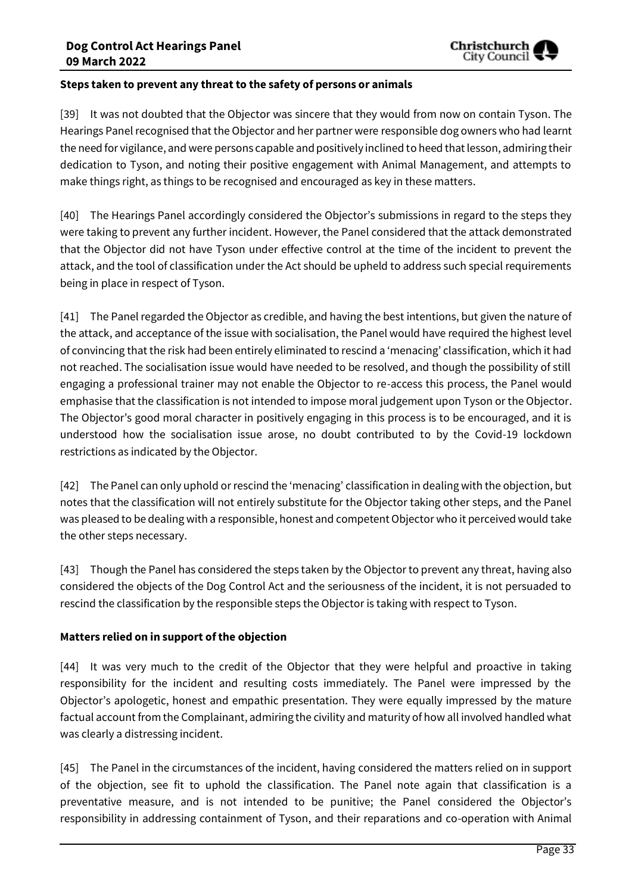**Steps taken to prevent any threat to the safety of persons or animals**

[39] It was not doubted that the Objector was sincere that they would from now on contain Tyson. The Hearings Panel recognised that the Objector and her partner were responsible dog owners who had learnt the need for vigilance, and were persons capable and positively inclined to heed that lesson, admiring their dedication to Tyson, and noting their positive engagement with Animal Management, and attempts to make things right, as things to be recognised and encouraged as key in these matters.

[40] The Hearings Panel accordingly considered the Objector's submissions in regard to the steps they were taking to prevent any further incident. However, the Panel considered that the attack demonstrated that the Objector did not have Tyson under effective control at the time of the incident to prevent the attack, and the tool of classification under the Act should be upheld to address such special requirements being in place in respect of Tyson.

[41] The Panel regarded the Objector as credible, and having the best intentions, but given the nature of the attack, and acceptance of the issue with socialisation, the Panel would have required the highest level of convincing that the risk had been entirely eliminated to rescind a 'menacing' classification, which it had not reached. The socialisation issue would have needed to be resolved, and though the possibility of still engaging a professional trainer may not enable the Objector to re-access this process, the Panel would emphasise that the classification is not intended to impose moral judgement upon Tyson or the Objector. The Objector's good moral character in positively engaging in this process is to be encouraged, and it is understood how the socialisation issue arose, no doubt contributed to by the Covid-19 lockdown restrictions as indicated by the Objector.

[42] The Panel can only uphold or rescind the 'menacing' classification in dealing with the objection, but notes that the classification will not entirely substitute for the Objector taking other steps, and the Panel was pleased to be dealing with a responsible, honest and competent Objector who it perceived would take the other steps necessary.

[43] Though the Panel has considered the steps taken by the Objector to prevent any threat, having also considered the objects of the Dog Control Act and the seriousness of the incident, it is not persuaded to rescind the classification by the responsible steps the Objector is taking with respect to Tyson.

**Matters relied on in support of the objection**

[44] It was very much to the credit of the Objector that they were helpful and proactive in taking responsibility for the incident and resulting costs immediately. The Panel were impressed by the Objector's apologetic, honest and empathic presentation. They were equally impressed by the mature factual account from the Complainant, admiring the civility and maturity of how all involved handled what was clearly a distressing incident.

[45] The Panel in the circumstances of the incident, having considered the matters relied on in support of the objection, see fit to uphold the classification. The Panel note again that classification is a preventative measure, and is not intended to be punitive; the Panel considered the Objector's responsibility in addressing containment of Tyson, and their reparations and co-operation with Animal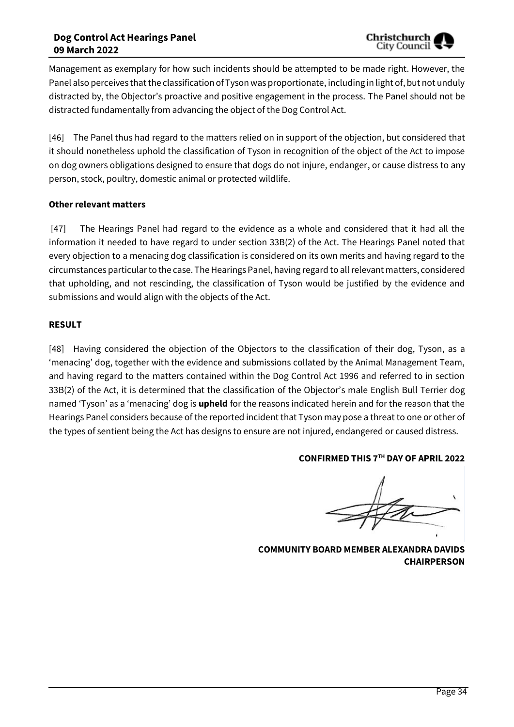Management as exemplary for how such incidents should be attempted to be made right. However, the Panel also perceives that the classification of Tyson was proportionate, including in light of, but not unduly distracted by, the Objector's proactive and positive engagement in the process. The Panel should not be distracted fundamentally from advancing the object of the Dog Control Act.

[46] The Panel thus had regard to the matters relied on in support of the objection, but considered that it should nonetheless uphold the classification of Tyson in recognition of the object of the Act to impose on dog owners obligations designed to ensure that dogs do not injure, endanger, or cause distress to any person, stock, poultry, domestic animal or protected wildlife.

**Other relevant matters**

[47] The Hearings Panel had regard to the evidence as a whole and considered that it had all the information it needed to have regard to under section 33B(2) of the Act. The Hearings Panel noted that every objection to a menacing dog classification is considered on its own merits and having regard to the circumstances particular to the case. The Hearings Panel, having regard to all relevant matters, considered that upholding, and not rescinding, the classification of Tyson would be justified by the evidence and submissions and would align with the objects of the Act.

**RESULT**

[48] Having considered the objection of the Objectors to the classification of their dog, Tyson, as a 'menacing' dog, together with the evidence and submissions collated by the Animal Management Team, and having regard to the matters contained within the Dog Control Act 1996 and referred to in section 33B(2) of the Act, it is determined that the classification of the Objector's male English Bull Terrier dog named 'Tyson' as a 'menacing' dog is **upheld** for the reasons indicated herein and for the reason that the Hearings Panel considers because of the reported incident that Tyson may pose a threat to one or other of the types of sentient being the Act has designs to ensure are not injured, endangered or caused distress.

**CONFIRMED THIS 7TH DAY OF APRIL 2022**

**COMMUNITY BOARD MEMBER ALEXANDRA DAVIDS**
**CHAIRPERSON**